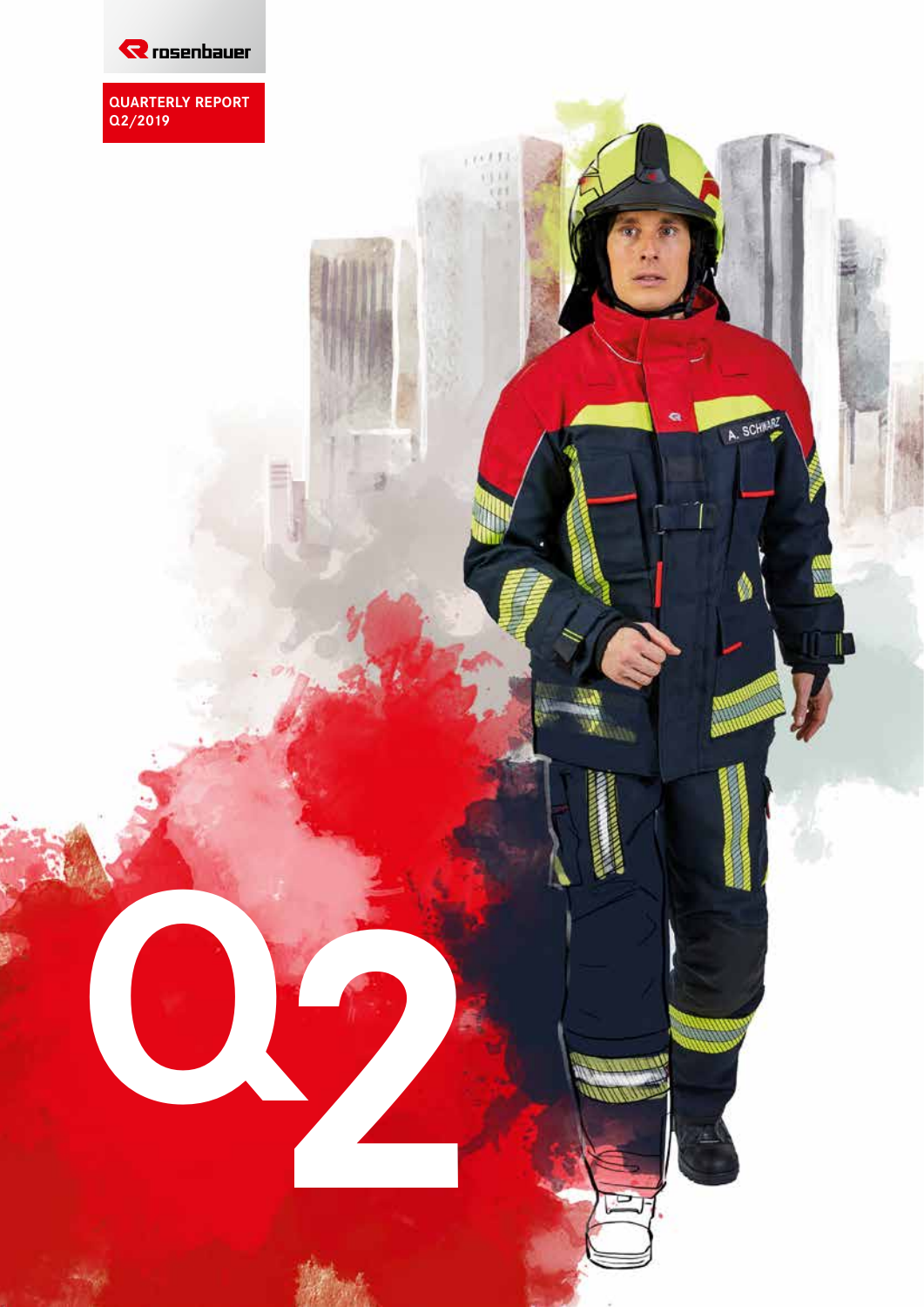rosenbauer

QUARTERLY REPORT
Q2/2019

Q2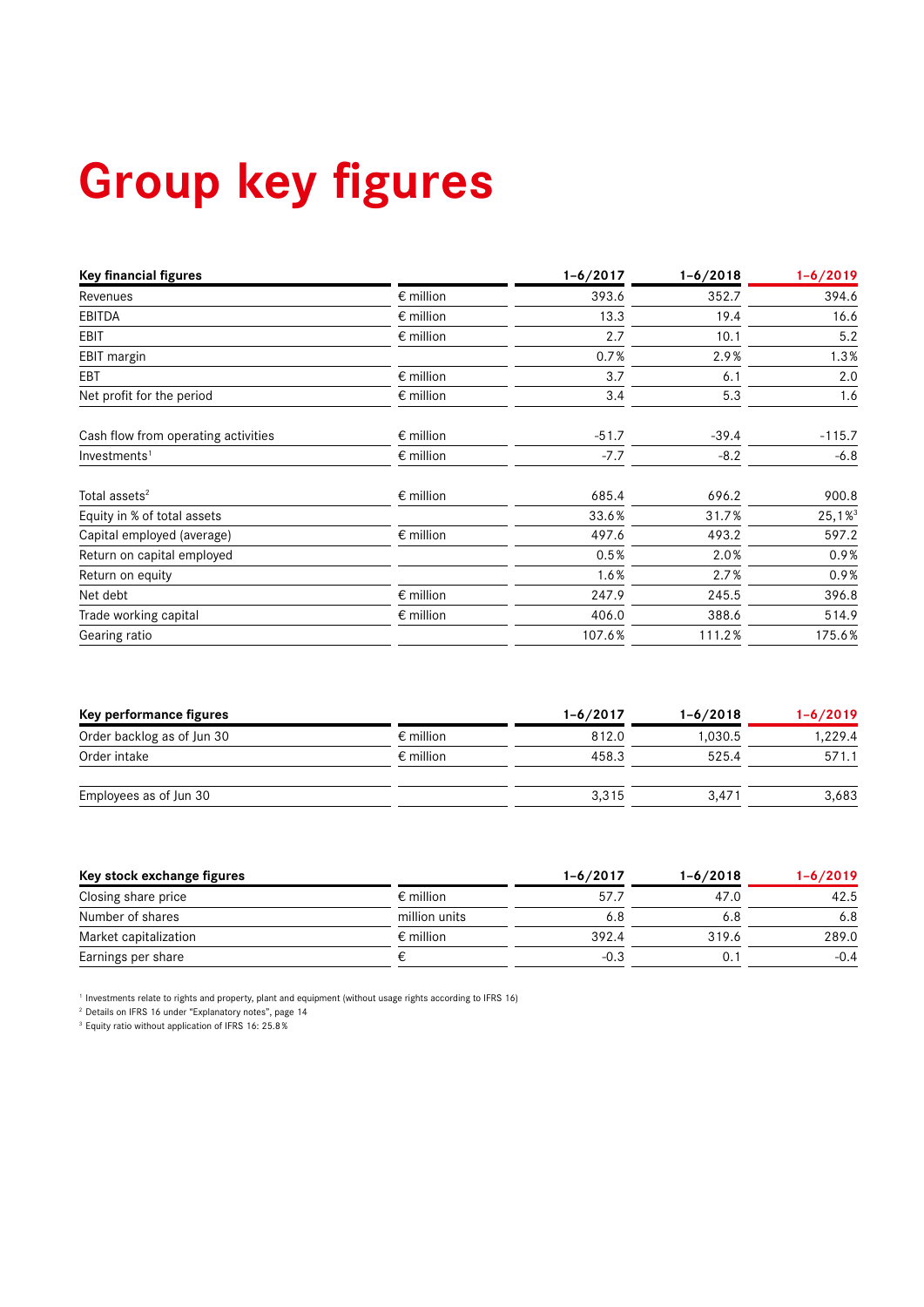# Group key figures

| Key financial figures | | 1–6/2017 | 1–6/2018 | 1–6/2019 |
|---|---|---|---|---|
| Revenues | € million | 393.6 | 352.7 | 394.6 |
| EBITDA | € million | 13.3 | 19.4 | 16.6 |
| EBIT | € million | 2.7 | 10.1 | 5.2 |
| EBIT margin | | 0.7% | 2.9% | 1.3% |
| EBT | € million | 3.7 | 6.1 | 2.0 |
| Net profit for the period | € million | 3.4 | 5.3 | 1.6 |
| Cash flow from operating activities | € million | -51.7 | -39.4 | -115.7 |
| Investments[1] | € million | -7.7 | -8.2 | -6.8 |
| Total assets[2] | € million | 685.4 | 696.2 | 900.8 |
| Equity in % of total assets | | 33.6% | 31.7% | 25,1%[3] |
| Capital employed (average) | € million | 497.6 | 493.2 | 597.2 |
| Return on capital employed | | 0.5% | 2.0% | 0.9% |
| Return on equity | | 1.6% | 2.7% | 0.9% |
| Net debt | € million | 247.9 | 245.5 | 396.8 |
| Trade working capital | € million | 406.0 | 388.6 | 514.9 |
| Gearing ratio | | 107.6% | 111.2% | 175.6% |

| Key performance figures | | 1–6/2017 | 1–6/2018 | 1–6/2019 |
|---|---|---|---|---|
| Order backlog as of Jun 30 | € million | 812.0 | 1,030.5 | 1,229.4 |
| Order intake | € million | 458.3 | 525.4 | 571.1 |
| Employees as of Jun 30 | | 3,315 | 3,471 | 3,683 |

| Key stock exchange figures | | 1–6/2017 | 1–6/2018 | 1–6/2019 |
|---|---|---|---|---|
| Closing share price | € million | 57.7 | 47.0 | 42.5 |
| Number of shares | million units | 6.8 | 6.8 | 6.8 |
| Market capitalization | € million | 392.4 | 319.6 | 289.0 |
| Earnings per share | € | -0.3 | 0.1 | -0.4 |

[1] Investments relate to rights and property, plant and equipment (without usage rights according to IFRS 16)

[2] Details on IFRS 16 under "Explanatory notes", page 14

[3] Equity ratio without application of IFRS 16: 25.8%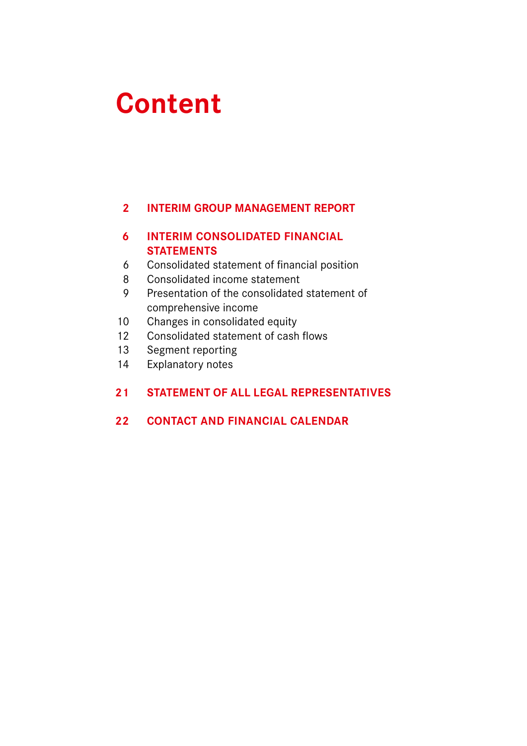# Content

**2 INTERIM GROUP MANAGEMENT REPORT**

**6 INTERIM CONSOLIDATED FINANCIAL STATEMENTS**

6 Consolidated statement of financial position
8 Consolidated income statement
9 Presentation of the consolidated statement of comprehensive income
10 Changes in consolidated equity
12 Consolidated statement of cash flows
13 Segment reporting
14 Explanatory notes

**21 STATEMENT OF ALL LEGAL REPRESENTATIVES**

**22 CONTACT AND FINANCIAL CALENDAR**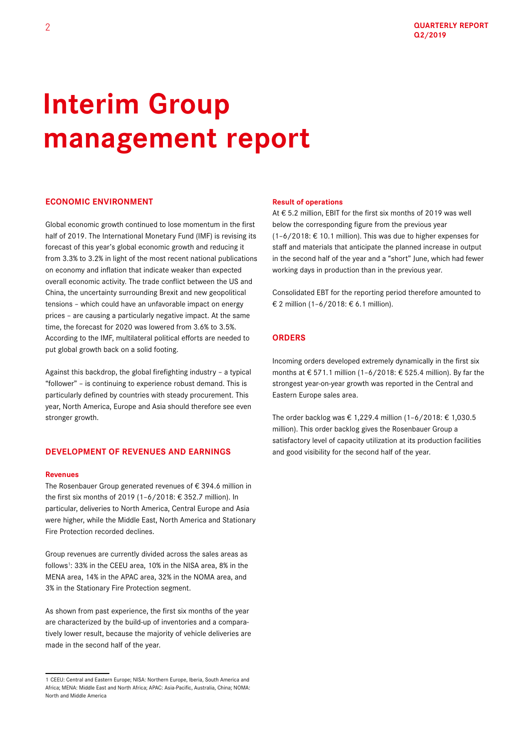# Interim Group management report

## ECONOMIC ENVIRONMENT

Global economic growth continued to lose momentum in the first half of 2019. The International Monetary Fund (IMF) is revising its forecast of this year's global economic growth and reducing it from 3.3% to 3.2% in light of the most recent national publications on economy and inflation that indicate weaker than expected overall economic activity. The trade conflict between the US and China, the uncertainty surrounding Brexit and new geopolitical tensions – which could have an unfavorable impact on energy prices – are causing a particularly negative impact. At the same time, the forecast for 2020 was lowered from 3.6% to 3.5%. According to the IMF, multilateral political efforts are needed to put global growth back on a solid footing.

Against this backdrop, the global firefighting industry – a typical "follower" – is continuing to experience robust demand. This is particularly defined by countries with steady procurement. This year, North America, Europe and Asia should therefore see even stronger growth.

## DEVELOPMENT OF REVENUES AND EARNINGS

### Revenues

The Rosenbauer Group generated revenues of € 394.6 million in the first six months of 2019 (1–6/2018: € 352.7 million). In particular, deliveries to North America, Central Europe and Asia were higher, while the Middle East, North America and Stationary Fire Protection recorded declines.

Group revenues are currently divided across the sales areas as follows[1]: 33% in the CEEU area, 10% in the NISA area, 8% in the MENA area, 14% in the APAC area, 32% in the NOMA area, and 3% in the Stationary Fire Protection segment.

As shown from past experience, the first six months of the year are characterized by the build-up of inventories and a comparatively lower result, because the majority of vehicle deliveries are made in the second half of the year.

### Result of operations

At € 5.2 million, EBIT for the first six months of 2019 was well below the corresponding figure from the previous year (1–6/2018: € 10.1 million). This was due to higher expenses for staff and materials that anticipate the planned increase in output in the second half of the year and a "short" June, which had fewer working days in production than in the previous year.

Consolidated EBT for the reporting period therefore amounted to € 2 million (1–6/2018: € 6.1 million).

## ORDERS

Incoming orders developed extremely dynamically in the first six months at € 571.1 million (1–6/2018: € 525.4 million). By far the strongest year-on-year growth was reported in the Central and Eastern Europe sales area.

The order backlog was € 1,229.4 million (1–6/2018: € 1,030.5 million). This order backlog gives the Rosenbauer Group a satisfactory level of capacity utilization at its production facilities and good visibility for the second half of the year.

---

1 CEEU: Central and Eastern Europe; NISA: Northern Europe, Iberia, South America and Africa; MENA: Middle East and North Africa; APAC: Asia-Pacific, Australia, China; NOMA: North and Middle America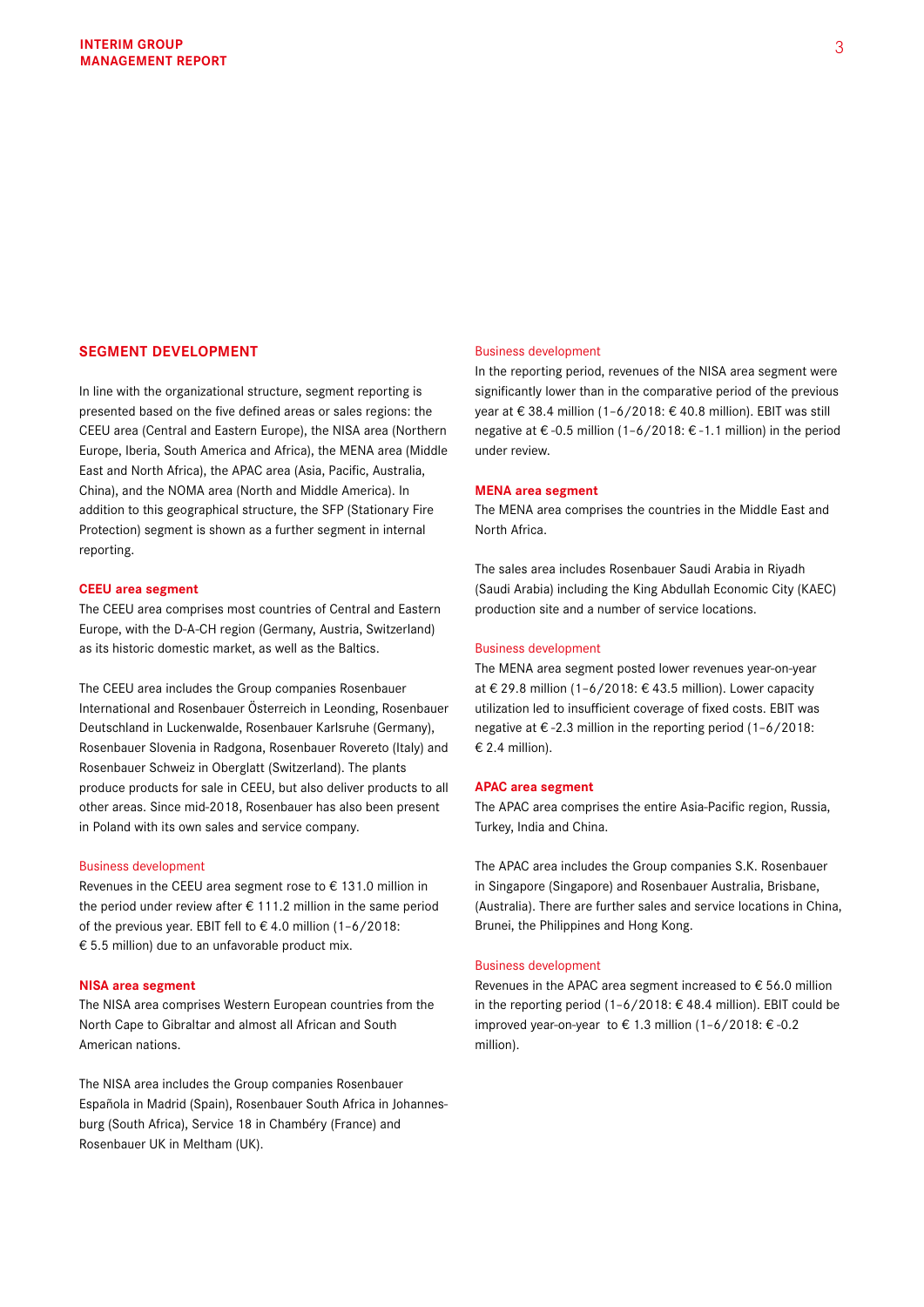## SEGMENT DEVELOPMENT

In line with the organizational structure, segment reporting is presented based on the five defined areas or sales regions: the CEEU area (Central and Eastern Europe), the NISA area (Northern Europe, Iberia, South America and Africa), the MENA area (Middle East and North Africa), the APAC area (Asia, Pacific, Australia, China), and the NOMA area (North and Middle America). In addition to this geographical structure, the SFP (Stationary Fire Protection) segment is shown as a further segment in internal reporting.

### CEEU area segment

The CEEU area comprises most countries of Central and Eastern Europe, with the D-A-CH region (Germany, Austria, Switzerland) as its historic domestic market, as well as the Baltics.

The CEEU area includes the Group companies Rosenbauer International and Rosenbauer Österreich in Leonding, Rosenbauer Deutschland in Luckenwalde, Rosenbauer Karlsruhe (Germany), Rosenbauer Slovenia in Radgona, Rosenbauer Rovereto (Italy) and Rosenbauer Schweiz in Oberglatt (Switzerland). The plants produce products for sale in CEEU, but also deliver products to all other areas. Since mid-2018, Rosenbauer has also been present in Poland with its own sales and service company.

#### Business development

Revenues in the CEEU area segment rose to € 131.0 million in the period under review after € 111.2 million in the same period of the previous year. EBIT fell to € 4.0 million (1–6/2018: € 5.5 million) due to an unfavorable product mix.

### NISA area segment

The NISA area comprises Western European countries from the North Cape to Gibraltar and almost all African and South American nations.

The NISA area includes the Group companies Rosenbauer Española in Madrid (Spain), Rosenbauer South Africa in Johannesburg (South Africa), Service 18 in Chambéry (France) and Rosenbauer UK in Meltham (UK).

#### Business development

In the reporting period, revenues of the NISA area segment were significantly lower than in the comparative period of the previous year at € 38.4 million (1–6/2018: € 40.8 million). EBIT was still negative at € -0.5 million (1–6/2018: € -1.1 million) in the period under review.

### MENA area segment

The MENA area comprises the countries in the Middle East and North Africa.

The sales area includes Rosenbauer Saudi Arabia in Riyadh (Saudi Arabia) including the King Abdullah Economic City (KAEC) production site and a number of service locations.

#### Business development

The MENA area segment posted lower revenues year-on-year at € 29.8 million (1–6/2018: € 43.5 million). Lower capacity utilization led to insufficient coverage of fixed costs. EBIT was negative at € -2.3 million in the reporting period (1–6/2018: € 2.4 million).

### APAC area segment

The APAC area comprises the entire Asia-Pacific region, Russia, Turkey, India and China.

The APAC area includes the Group companies S.K. Rosenbauer in Singapore (Singapore) and Rosenbauer Australia, Brisbane, (Australia). There are further sales and service locations in China, Brunei, the Philippines and Hong Kong.

#### Business development

Revenues in the APAC area segment increased to € 56.0 million in the reporting period (1–6/2018: € 48.4 million). EBIT could be improved year-on-year to € 1.3 million (1–6/2018: € -0.2 million).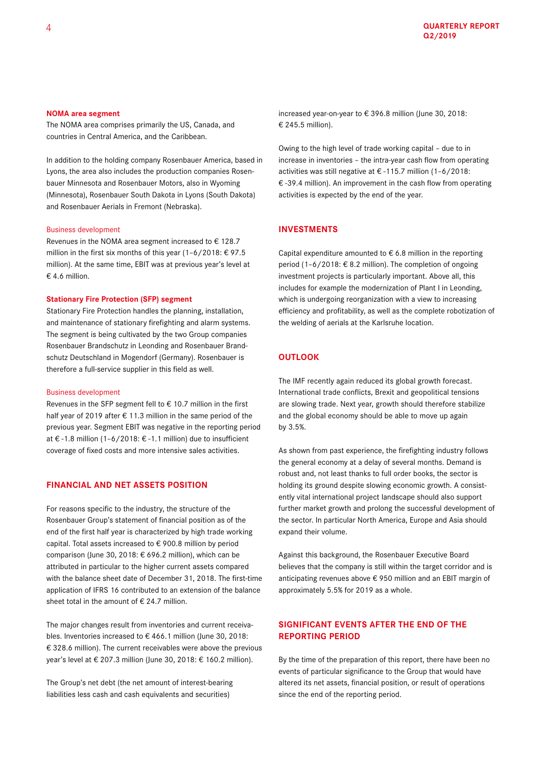### NOMA area segment

The NOMA area comprises primarily the US, Canada, and countries in Central America, and the Caribbean.

In addition to the holding company Rosenbauer America, based in Lyons, the area also includes the production companies Rosenbauer Minnesota and Rosenbauer Motors, also in Wyoming (Minnesota), Rosenbauer South Dakota in Lyons (South Dakota) and Rosenbauer Aerials in Fremont (Nebraska).

#### Business development

Revenues in the NOMA area segment increased to € 128.7 million in the first six months of this year (1–6/2018: € 97.5 million). At the same time, EBIT was at previous year's level at € 4.6 million.

### Stationary Fire Protection (SFP) segment

Stationary Fire Protection handles the planning, installation, and maintenance of stationary firefighting and alarm systems. The segment is being cultivated by the two Group companies Rosenbauer Brandschutz in Leonding and Rosenbauer Brandschutz Deutschland in Mogendorf (Germany). Rosenbauer is therefore a full-service supplier in this field as well.

#### Business development

Revenues in the SFP segment fell to € 10.7 million in the first half year of 2019 after € 11.3 million in the same period of the previous year. Segment EBIT was negative in the reporting period at € -1.8 million (1–6/2018: € -1.1 million) due to insufficient coverage of fixed costs and more intensive sales activities.

## FINANCIAL AND NET ASSETS POSITION

For reasons specific to the industry, the structure of the Rosenbauer Group's statement of financial position as of the end of the first half year is characterized by high trade working capital. Total assets increased to € 900.8 million by period comparison (June 30, 2018: € 696.2 million), which can be attributed in particular to the higher current assets compared with the balance sheet date of December 31, 2018. The first-time application of IFRS 16 contributed to an extension of the balance sheet total in the amount of € 24.7 million.

The major changes result from inventories and current receivables. Inventories increased to € 466.1 million (June 30, 2018: € 328.6 million). The current receivables were above the previous year's level at € 207.3 million (June 30, 2018: € 160.2 million).

The Group's net debt (the net amount of interest-bearing liabilities less cash and cash equivalents and securities) increased year-on-year to € 396.8 million (June 30, 2018: € 245.5 million).

Owing to the high level of trade working capital – due to in increase in inventories – the intra-year cash flow from operating activities was still negative at € -115.7 million (1–6/2018: € -39.4 million). An improvement in the cash flow from operating activities is expected by the end of the year.

## INVESTMENTS

Capital expenditure amounted to € 6.8 million in the reporting period (1–6/2018: € 8.2 million). The completion of ongoing investment projects is particularly important. Above all, this includes for example the modernization of Plant I in Leonding, which is undergoing reorganization with a view to increasing efficiency and profitability, as well as the complete robotization of the welding of aerials at the Karlsruhe location.

## OUTLOOK

The IMF recently again reduced its global growth forecast. International trade conflicts, Brexit and geopolitical tensions are slowing trade. Next year, growth should therefore stabilize and the global economy should be able to move up again by 3.5%.

As shown from past experience, the firefighting industry follows the general economy at a delay of several months. Demand is robust and, not least thanks to full order books, the sector is holding its ground despite slowing economic growth. A consistently vital international project landscape should also support further market growth and prolong the successful development of the sector. In particular North America, Europe and Asia should expand their volume.

Against this background, the Rosenbauer Executive Board believes that the company is still within the target corridor and is anticipating revenues above € 950 million and an EBIT margin of approximately 5.5% for 2019 as a whole.

## SIGNIFICANT EVENTS AFTER THE END OF THE REPORTING PERIOD

By the time of the preparation of this report, there have been no events of particular significance to the Group that would have altered its net assets, financial position, or result of operations since the end of the reporting period.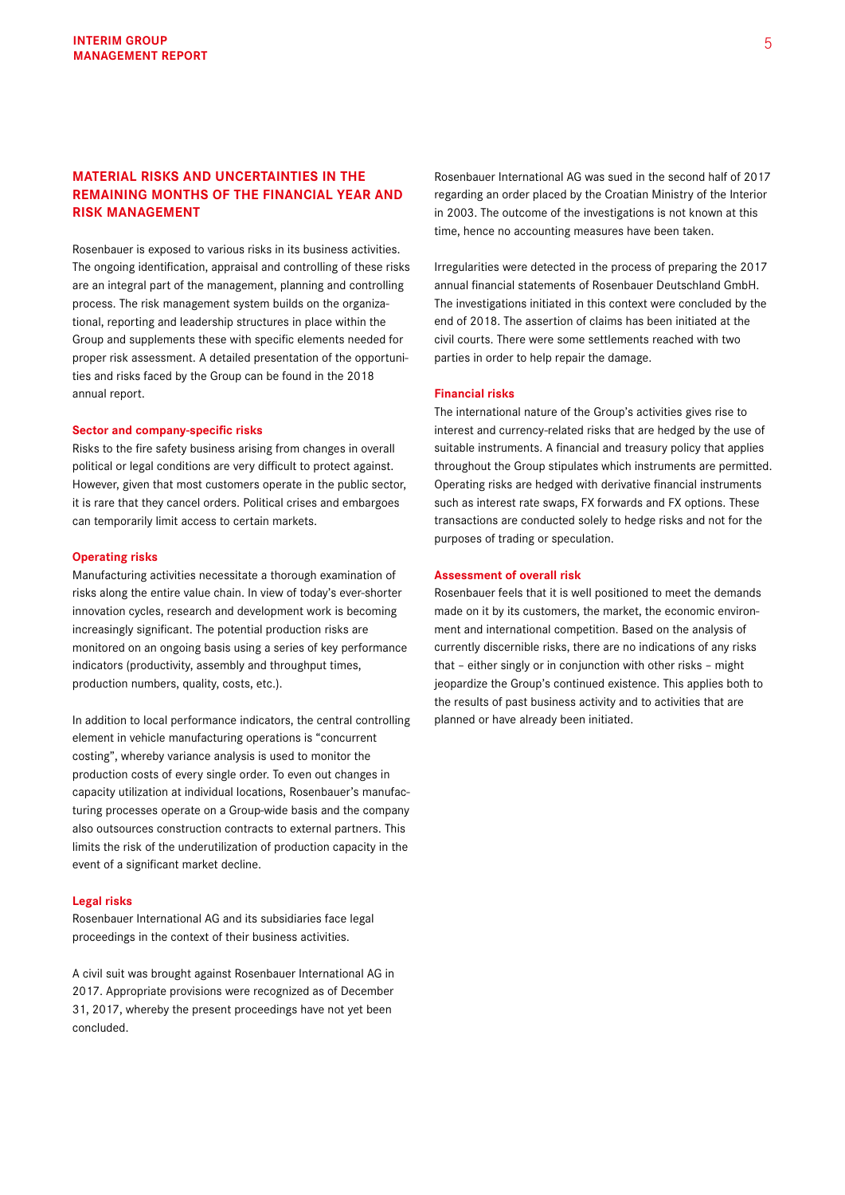## MATERIAL RISKS AND UNCERTAINTIES IN THE REMAINING MONTHS OF THE FINANCIAL YEAR AND RISK MANAGEMENT

Rosenbauer is exposed to various risks in its business activities. The ongoing identification, appraisal and controlling of these risks are an integral part of the management, planning and controlling process. The risk management system builds on the organizational, reporting and leadership structures in place within the Group and supplements these with specific elements needed for proper risk assessment. A detailed presentation of the opportunities and risks faced by the Group can be found in the 2018 annual report.

### Sector and company-specific risks

Risks to the fire safety business arising from changes in overall political or legal conditions are very difficult to protect against. However, given that most customers operate in the public sector, it is rare that they cancel orders. Political crises and embargoes can temporarily limit access to certain markets.

### Operating risks

Manufacturing activities necessitate a thorough examination of risks along the entire value chain. In view of today's ever-shorter innovation cycles, research and development work is becoming increasingly significant. The potential production risks are monitored on an ongoing basis using a series of key performance indicators (productivity, assembly and throughput times, production numbers, quality, costs, etc.).

In addition to local performance indicators, the central controlling element in vehicle manufacturing operations is "concurrent costing", whereby variance analysis is used to monitor the production costs of every single order. To even out changes in capacity utilization at individual locations, Rosenbauer's manufacturing processes operate on a Group-wide basis and the company also outsources construction contracts to external partners. This limits the risk of the underutilization of production capacity in the event of a significant market decline.

### Legal risks

Rosenbauer International AG and its subsidiaries face legal proceedings in the context of their business activities.

A civil suit was brought against Rosenbauer International AG in 2017. Appropriate provisions were recognized as of December 31, 2017, whereby the present proceedings have not yet been concluded.

Rosenbauer International AG was sued in the second half of 2017 regarding an order placed by the Croatian Ministry of the Interior in 2003. The outcome of the investigations is not known at this time, hence no accounting measures have been taken.

Irregularities were detected in the process of preparing the 2017 annual financial statements of Rosenbauer Deutschland GmbH. The investigations initiated in this context were concluded by the end of 2018. The assertion of claims has been initiated at the civil courts. There were some settlements reached with two parties in order to help repair the damage.

### Financial risks

The international nature of the Group's activities gives rise to interest and currency-related risks that are hedged by the use of suitable instruments. A financial and treasury policy that applies throughout the Group stipulates which instruments are permitted. Operating risks are hedged with derivative financial instruments such as interest rate swaps, FX forwards and FX options. These transactions are conducted solely to hedge risks and not for the purposes of trading or speculation.

### Assessment of overall risk

Rosenbauer feels that it is well positioned to meet the demands made on it by its customers, the market, the economic environment and international competition. Based on the analysis of currently discernible risks, there are no indications of any risks that – either singly or in conjunction with other risks – might jeopardize the Group's continued existence. This applies both to the results of past business activity and to activities that are planned or have already been initiated.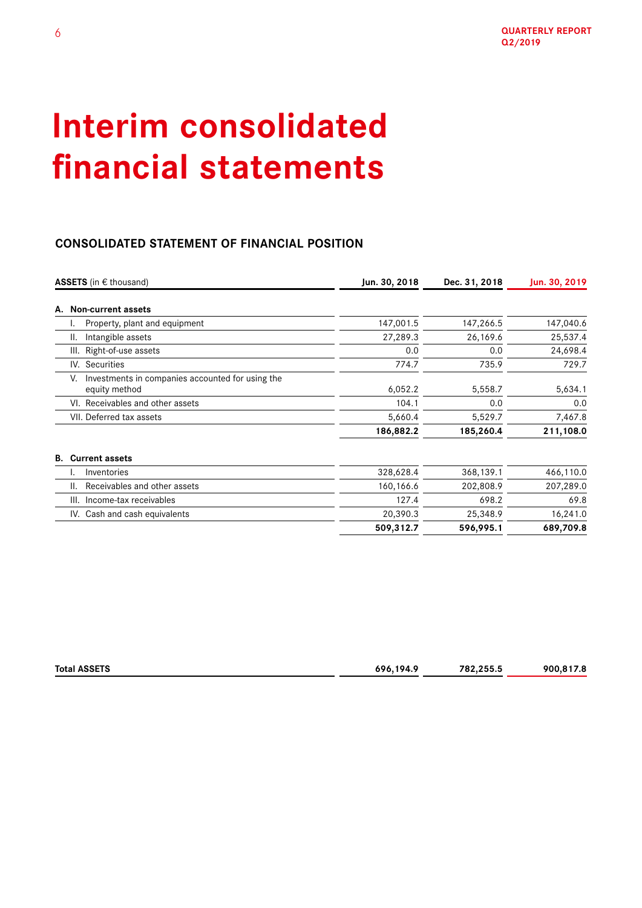# Interim consolidated financial statements

## CONSOLIDATED STATEMENT OF FINANCIAL POSITION

| **ASSETS** (in € thousand) | Jun. 30, 2018 | Dec. 31, 2018 | Jun. 30, 2019 |
|---|---|---|---|
| **A. Non-current assets** | | | |
| I. Property, plant and equipment | 147,001.5 | 147,266.5 | 147,040.6 |
| II. Intangible assets | 27,289.3 | 26,169.6 | 25,537.4 |
| III. Right-of-use assets | 0.0 | 0.0 | 24,698.4 |
| IV. Securities | 774.7 | 735.9 | 729.7 |
| V. Investments in companies accounted for using the equity method | 6,052.2 | 5,558.7 | 5,634.1 |
| VI. Receivables and other assets | 104.1 | 0.0 | 0.0 |
| VII. Deferred tax assets | 5,660.4 | 5,529.7 | 7,467.8 |
| | **186,882.2** | **185,260.4** | **211,108.0** |
| **B. Current assets** | | | |
| I. Inventories | 328,628.4 | 368,139.1 | 466,110.0 |
| II. Receivables and other assets | 160,166.6 | 202,808.9 | 207,289.0 |
| III. Income-tax receivables | 127.4 | 698.2 | 69.8 |
| IV. Cash and cash equivalents | 20,390.3 | 25,348.9 | 16,241.0 |
| | **509,312.7** | **596,995.1** | **689,709.8** |
| **Total ASSETS** | **696,194.9** | **782,255.5** | **900,817.8** |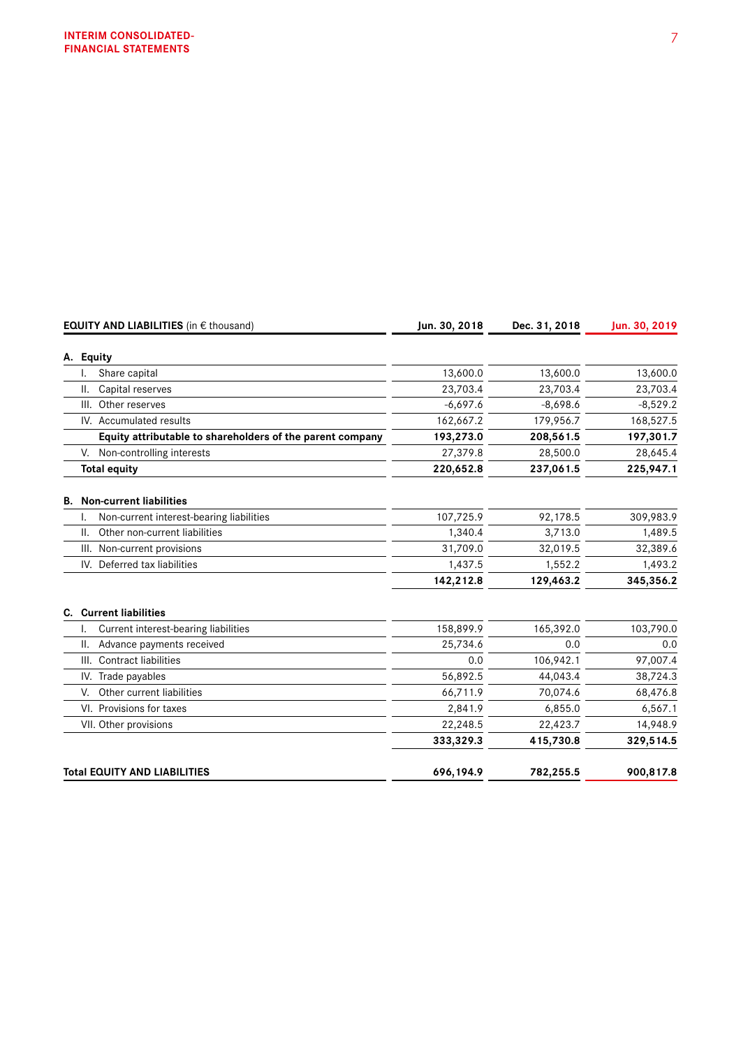| EQUITY AND LIABILITIES (in € thousand) | Jun. 30, 2018 | Dec. 31, 2018 | Jun. 30, 2019 |
|---|---|---|---|
| **A. Equity** | | | |
| I. Share capital | 13,600.0 | 13,600.0 | 13,600.0 |
| II. Capital reserves | 23,703.4 | 23,703.4 | 23,703.4 |
| III. Other reserves | -6,697.6 | -8,698.6 | -8,529.2 |
| IV. Accumulated results | 162,667.2 | 179,956.7 | 168,527.5 |
| **Equity attributable to shareholders of the parent company** | **193,273.0** | **208,561.5** | **197,301.7** |
| V. Non-controlling interests | 27,379.8 | 28,500.0 | 28,645.4 |
| **Total equity** | **220,652.8** | **237,061.5** | **225,947.1** |
| **B. Non-current liabilities** | | | |
| I. Non-current interest-bearing liabilities | 107,725.9 | 92,178.5 | 309,983.9 |
| II. Other non-current liabilities | 1,340.4 | 3,713.0 | 1,489.5 |
| III. Non-current provisions | 31,709.0 | 32,019.5 | 32,389.6 |
| IV. Deferred tax liabilities | 1,437.5 | 1,552.2 | 1,493.2 |
| | **142,212.8** | **129,463.2** | **345,356.2** |
| **C. Current liabilities** | | | |
| I. Current interest-bearing liabilities | 158,899.9 | 165,392.0 | 103,790.0 |
| II. Advance payments received | 25,734.6 | 0.0 | 0.0 |
| III. Contract liabilities | 0.0 | 106,942.1 | 97,007.4 |
| IV. Trade payables | 56,892.5 | 44,043.4 | 38,724.3 |
| V. Other current liabilities | 66,711.9 | 70,074.6 | 68,476.8 |
| VI. Provisions for taxes | 2,841.9 | 6,855.0 | 6,567.1 |
| VII. Other provisions | 22,248.5 | 22,423.7 | 14,948.9 |
| | **333,329.3** | **415,730.8** | **329,514.5** |
| **Total EQUITY AND LIABILITIES** | **696,194.9** | **782,255.5** | **900,817.8** |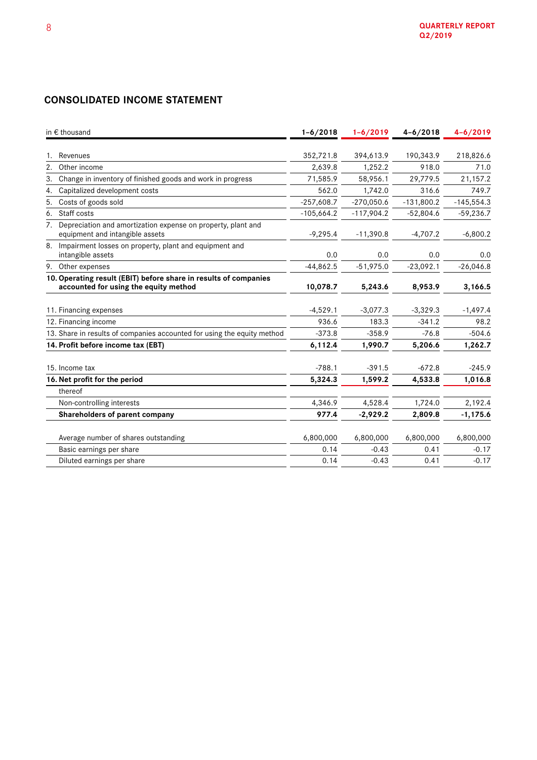## CONSOLIDATED INCOME STATEMENT

| in € thousand | 1–6/2018 | 1–6/2019 | 4–6/2018 | 4–6/2019 |
|---|---|---|---|---|
| 1. Revenues | 352,721.8 | 394,613.9 | 190,343.9 | 218,826.6 |
| 2. Other income | 2,639.8 | 1,252.2 | 918.0 | 71.0 |
| 3. Change in inventory of finished goods and work in progress | 71,585.9 | 58,956.1 | 29,779.5 | 21,157.2 |
| 4. Capitalized development costs | 562.0 | 1,742.0 | 316.6 | 749.7 |
| 5. Costs of goods sold | -257,608.7 | -270,050.6 | -131,800.2 | -145,554.3 |
| 6. Staff costs | -105,664.2 | -117,904.2 | -52,804.6 | -59,236.7 |
| 7. Depreciation and amortization expense on property, plant and equipment and intangible assets | -9,295.4 | -11,390.8 | -4,707.2 | -6,800.2 |
| 8. Impairment losses on property, plant and equipment and intangible assets | 0.0 | 0.0 | 0.0 | 0.0 |
| 9. Other expenses | -44,862.5 | -51,975.0 | -23,092.1 | -26,046.8 |
| **10. Operating result (EBIT) before share in results of companies accounted for using the equity method** | **10,078.7** | **5,243.6** | **8,953.9** | **3,166.5** |
| 11. Financing expenses | -4,529.1 | -3,077.3 | -3,329.3 | -1,497.4 |
| 12. Financing income | 936.6 | 183.3 | -341.2 | 98.2 |
| 13. Share in results of companies accounted for using the equity method | -373.8 | -358.9 | -76.8 | -504.6 |
| **14. Profit before income tax (EBT)** | **6,112.4** | **1,990.7** | **5,206.6** | **1,262.7** |
| 15. Income tax | -788.1 | -391.5 | -672.8 | -245.9 |
| **16. Net profit for the period** | **5,324.3** | **1,599.2** | **4,533.8** | **1,016.8** |
| thereof | | | | |
| Non-controlling interests | 4,346.9 | 4,528.4 | 1,724.0 | 2,192.4 |
| **Shareholders of parent company** | **977.4** | **-2,929.2** | **2,809.8** | **-1,175.6** |
| Average number of shares outstanding | 6,800,000 | 6,800,000 | 6,800,000 | 6,800,000 |
| Basic earnings per share | 0.14 | -0.43 | 0.41 | -0.17 |
| Diluted earnings per share | 0.14 | -0.43 | 0.41 | -0.17 |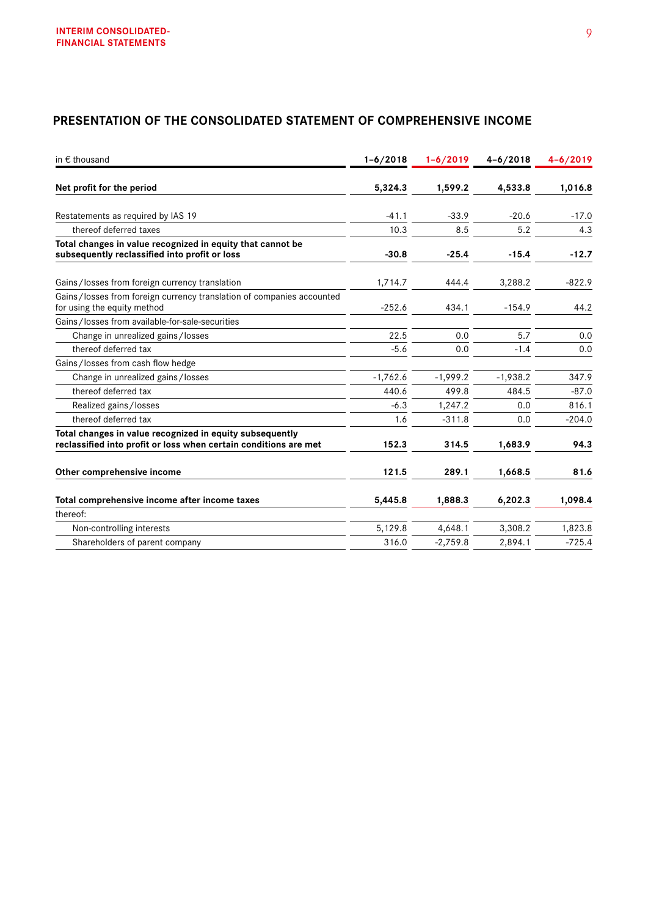## PRESENTATION OF THE CONSOLIDATED STATEMENT OF COMPREHENSIVE INCOME

| in € thousand | 1–6/2018 | 1–6/2019 | 4–6/2018 | 4–6/2019 |
|---|---|---|---|---|
| **Net profit for the period** | **5,324.3** | **1,599.2** | **4,533.8** | **1,016.8** |
| Restatements as required by IAS 19 | -41.1 | -33.9 | -20.6 | -17.0 |
| thereof deferred taxes | 10.3 | 8.5 | 5.2 | 4.3 |
| **Total changes in value recognized in equity that cannot be subsequently reclassified into profit or loss** | **-30.8** | **-25.4** | **-15.4** | **-12.7** |
| Gains/losses from foreign currency translation | 1,714.7 | 444.4 | 3,288.2 | -822.9 |
| Gains/losses from foreign currency translation of companies accounted for using the equity method | -252.6 | 434.1 | -154.9 | 44.2 |
| Gains/losses from available-for-sale-securities | | | | |
| Change in unrealized gains/losses | 22.5 | 0.0 | 5.7 | 0.0 |
| thereof deferred tax | -5.6 | 0.0 | -1.4 | 0.0 |
| Gains/losses from cash flow hedge | | | | |
| Change in unrealized gains/losses | -1,762.6 | -1,999.2 | -1,938.2 | 347.9 |
| thereof deferred tax | 440.6 | 499.8 | 484.5 | -87.0 |
| Realized gains/losses | -6.3 | 1,247.2 | 0.0 | 816.1 |
| thereof deferred tax | 1.6 | -311.8 | 0.0 | -204.0 |
| **Total changes in value recognized in equity subsequently reclassified into profit or loss when certain conditions are met** | **152.3** | **314.5** | **1,683.9** | **94.3** |
| **Other comprehensive income** | **121.5** | **289.1** | **1,668.5** | **81.6** |
| **Total comprehensive income after income taxes** | **5,445.8** | **1,888.3** | **6,202.3** | **1,098.4** |
| thereof: | | | | |
| Non-controlling interests | 5,129.8 | 4,648.1 | 3,308.2 | 1,823.8 |
| Shareholders of parent company | 316.0 | -2,759.8 | 2,894.1 | -725.4 |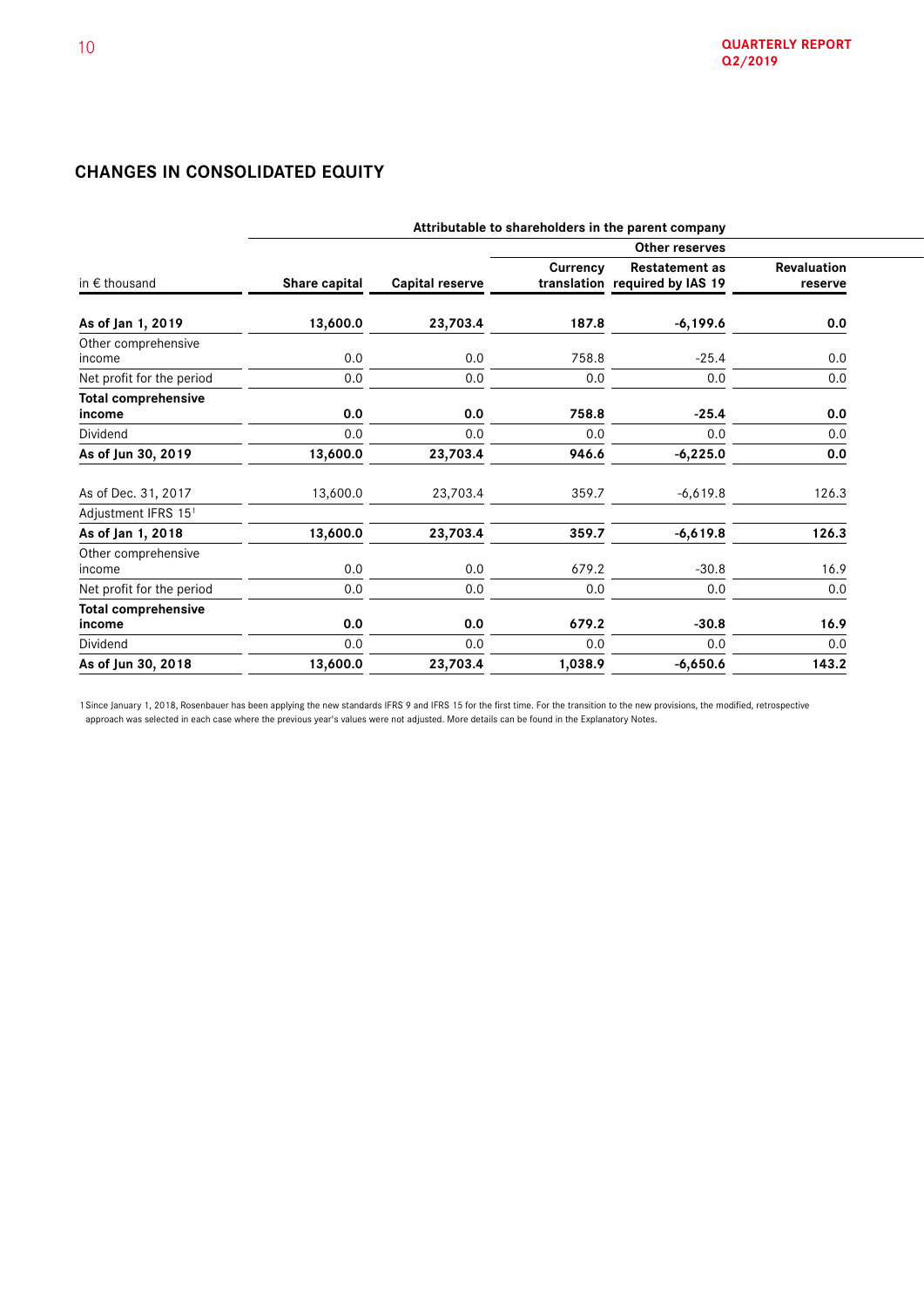## CHANGES IN CONSOLIDATED EQUITY

| in € thousand | Attributable to shareholders in the parent company | | | | |
|---|---|---|---|---|---|
| | | | Other reserves | | |
| | Share capital | Capital reserve | Currency translation | Restatement as required by IAS 19 | Revaluation reserve |
| **As of Jan 1, 2019** | **13,600.0** | **23,703.4** | **187.8** | **-6,199.6** | **0.0** |
| Other comprehensive income | 0.0 | 0.0 | 758.8 | -25.4 | 0.0 |
| Net profit for the period | 0.0 | 0.0 | 0.0 | 0.0 | 0.0 |
| **Total comprehensive income** | **0.0** | **0.0** | **758.8** | **-25.4** | **0.0** |
| Dividend | 0.0 | 0.0 | 0.0 | 0.0 | 0.0 |
| **As of Jun 30, 2019** | **13,600.0** | **23,703.4** | **946.6** | **-6,225.0** | **0.0** |
| As of Dec. 31, 2017 | 13,600.0 | 23,703.4 | 359.7 | -6,619.8 | 126.3 |
| Adjustment IFRS 15[1] | | | | | |
| **As of Jan 1, 2018** | **13,600.0** | **23,703.4** | **359.7** | **-6,619.8** | **126.3** |
| Other comprehensive income | 0.0 | 0.0 | 679.2 | -30.8 | 16.9 |
| Net profit for the period | 0.0 | 0.0 | 0.0 | 0.0 | 0.0 |
| **Total comprehensive income** | **0.0** | **0.0** | **679.2** | **-30.8** | **16.9** |
| Dividend | 0.0 | 0.0 | 0.0 | 0.0 | 0.0 |
| **As of Jun 30, 2018** | **13,600.0** | **23,703.4** | **1,038.9** | **-6,650.6** | **143.2** |

1 Since January 1, 2018, Rosenbauer has been applying the new standards IFRS 9 and IFRS 15 for the first time. For the transition to the new provisions, the modified, retrospective approach was selected in each case where the previous year's values were not adjusted. More details can be found in the Explanatory Notes.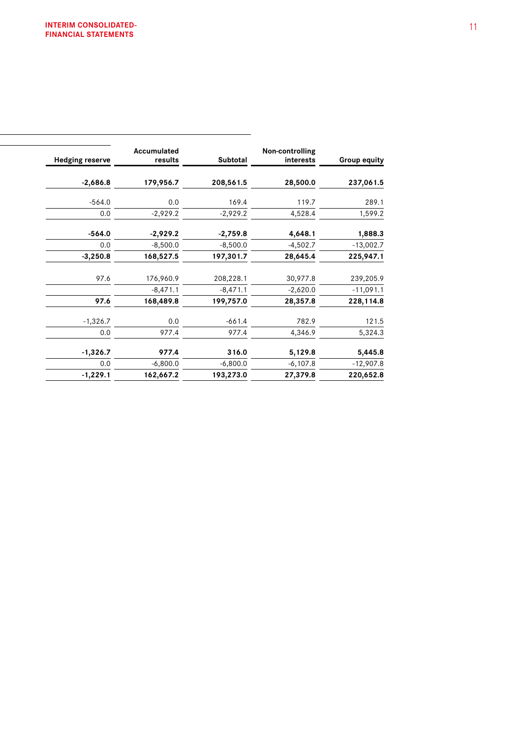| Hedging reserve | Accumulated results | Subtotal | Non-controlling interests | Group equity |
|---|---|---|---|---|
| **-2,686.8** | **179,956.7** | **208,561.5** | **28,500.0** | **237,061.5** |
| -564.0 | 0.0 | 169.4 | 119.7 | 289.1 |
| 0.0 | -2,929.2 | -2,929.2 | 4,528.4 | 1,599.2 |
| **-564.0** | **-2,929.2** | **-2,759.8** | **4,648.1** | **1,888.3** |
| 0.0 | -8,500.0 | -8,500.0 | -4,502.7 | -13,002.7 |
| **-3,250.8** | **168,527.5** | **197,301.7** | **28,645.4** | **225,947.1** |
| 97.6 | 176,960.9 | 208,228.1 | 30,977.8 | 239,205.9 |
| | -8,471.1 | -8,471.1 | -2,620.0 | -11,091.1 |
| **97.6** | **168,489.8** | **199,757.0** | **28,357.8** | **228,114.8** |
| -1,326.7 | 0.0 | -661.4 | 782.9 | 121.5 |
| 0.0 | 977.4 | 977.4 | 4,346.9 | 5,324.3 |
| **-1,326.7** | **977.4** | **316.0** | **5,129.8** | **5,445.8** |
| 0.0 | -6,800.0 | -6,800.0 | -6,107.8 | -12,907.8 |
| **-1,229.1** | **162,667.2** | **193,273.0** | **27,379.8** | **220,652.8** |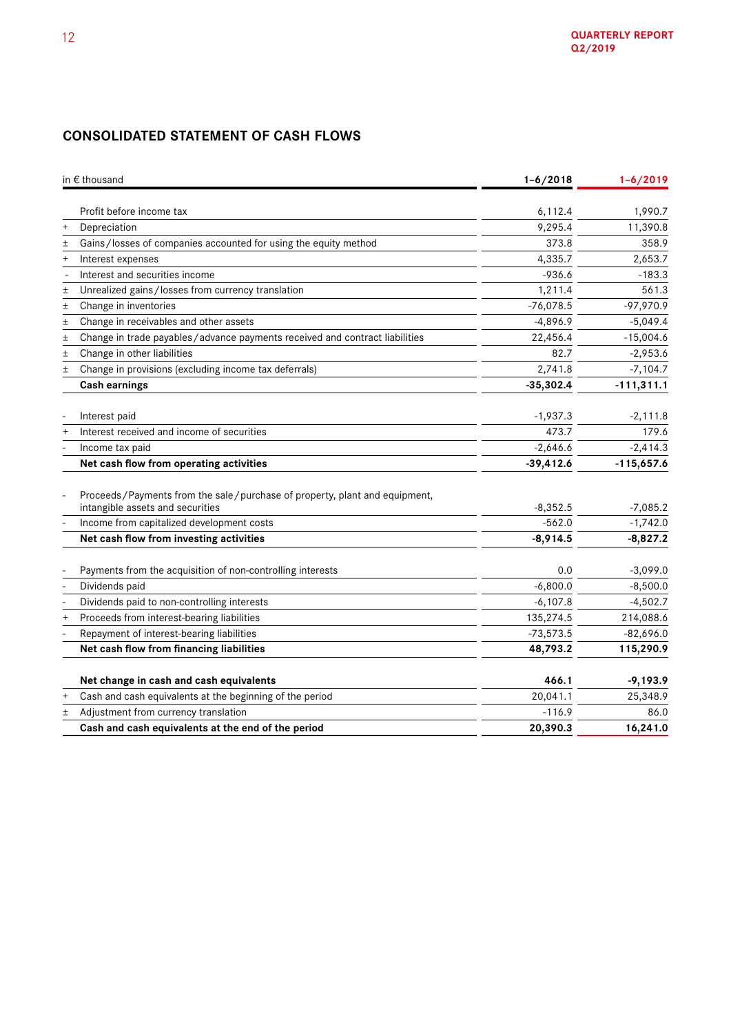## CONSOLIDATED STATEMENT OF CASH FLOWS

| | in € thousand | 1–6/2018 | 1–6/2019 |
|---|---|---|---|
| | Profit before income tax | 6,112.4 | 1,990.7 |
| + | Depreciation | 9,295.4 | 11,390.8 |
| ± | Gains / losses of companies accounted for using the equity method | 373.8 | 358.9 |
| + | Interest expenses | 4,335.7 | 2,653.7 |
| - | Interest and securities income | -936.6 | -183.3 |
| ± | Unrealized gains / losses from currency translation | 1,211.4 | 561.3 |
| ± | Change in inventories | -76,078.5 | -97,970.9 |
| ± | Change in receivables and other assets | -4,896.9 | -5,049.4 |
| ± | Change in trade payables / advance payments received and contract liabilities | 22,456.4 | -15,004.6 |
| ± | Change in other liabilities | 82.7 | -2,953.6 |
| ± | Change in provisions (excluding income tax deferrals) | 2,741.8 | -7,104.7 |
| | **Cash earnings** | **-35,302.4** | **-111,311.1** |
| | | | |
| - | Interest paid | -1,937.3 | -2,111.8 |
| + | Interest received and income of securities | 473.7 | 179.6 |
| - | Income tax paid | -2,646.6 | -2,414.3 |
| | **Net cash flow from operating activities** | **-39,412.6** | **-115,657.6** |
| | | | |
| - | Proceeds / Payments from the sale / purchase of property, plant and equipment, intangible assets and securities | -8,352.5 | -7,085.2 |
| - | Income from capitalized development costs | -562.0 | -1,742.0 |
| | **Net cash flow from investing activities** | **-8,914.5** | **-8,827.2** |
| | | | |
| - | Payments from the acquisition of non-controlling interests | 0.0 | -3,099.0 |
| - | Dividends paid | -6,800.0 | -8,500.0 |
| - | Dividends paid to non-controlling interests | -6,107.8 | -4,502.7 |
| + | Proceeds from interest-bearing liabilities | 135,274.5 | 214,088.6 |
| - | Repayment of interest-bearing liabilities | -73,573.5 | -82,696.0 |
| | **Net cash flow from financing liabilities** | **48,793.2** | **115,290.9** |
| | | | |
| | **Net change in cash and cash equivalents** | **466.1** | **-9,193.9** |
| + | Cash and cash equivalents at the beginning of the period | 20,041.1 | 25,348.9 |
| ± | Adjustment from currency translation | -116.9 | 86.0 |
| | **Cash and cash equivalents at the end of the period** | **20,390.3** | **16,241.0** |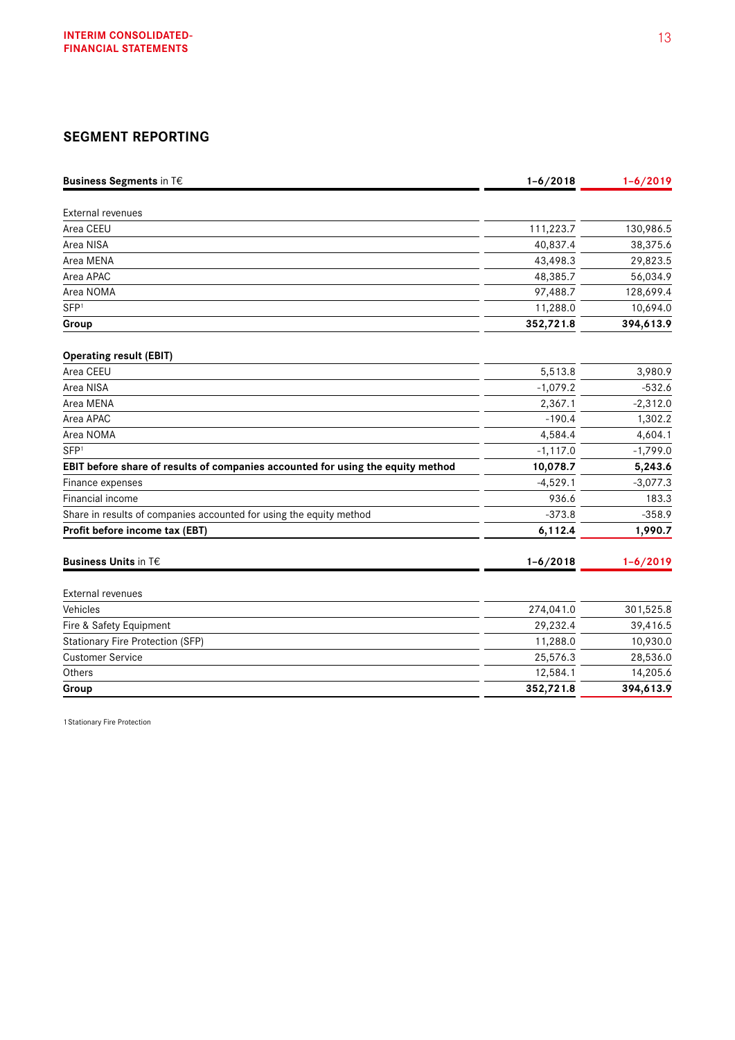## SEGMENT REPORTING

| **Business Segments** in T€ | **1–6/2018** | **1–6/2019** |
|---|---|---|
| External revenues | | |
| Area CEEU | 111,223.7 | 130,986.5 |
| Area NISA | 40,837.4 | 38,375.6 |
| Area MENA | 43,498.3 | 29,823.5 |
| Area APAC | 48,385.7 | 56,034.9 |
| Area NOMA | 97,488.7 | 128,699.4 |
| SFP[1] | 11,288.0 | 10,694.0 |
| **Group** | **352,721.8** | **394,613.9** |
| **Operating result (EBIT)** | | |
| Area CEEU | 5,513.8 | 3,980.9 |
| Area NISA | -1,079.2 | -532.6 |
| Area MENA | 2,367.1 | -2,312.0 |
| Area APAC | -190.4 | 1,302.2 |
| Area NOMA | 4,584.4 | 4,604.1 |
| SFP[1] | -1,117.0 | -1,799.0 |
| **EBIT before share of results of companies accounted for using the equity method** | **10,078.7** | **5,243.6** |
| Finance expenses | -4,529.1 | -3,077.3 |
| Financial income | 936.6 | 183.3 |
| Share in results of companies accounted for using the equity method | -373.8 | -358.9 |
| **Profit before income tax (EBT)** | **6,112.4** | **1,990.7** |

| **Business Units** in T€ | **1–6/2018** | **1–6/2019** |
|---|---|---|
| External revenues | | |
| Vehicles | 274,041.0 | 301,525.8 |
| Fire & Safety Equipment | 29,232.4 | 39,416.5 |
| Stationary Fire Protection (SFP) | 11,288.0 | 10,930.0 |
| Customer Service | 25,576.3 | 28,536.0 |
| Others | 12,584.1 | 14,205.6 |
| **Group** | **352,721.8** | **394,613.9** |

1 Stationary Fire Protection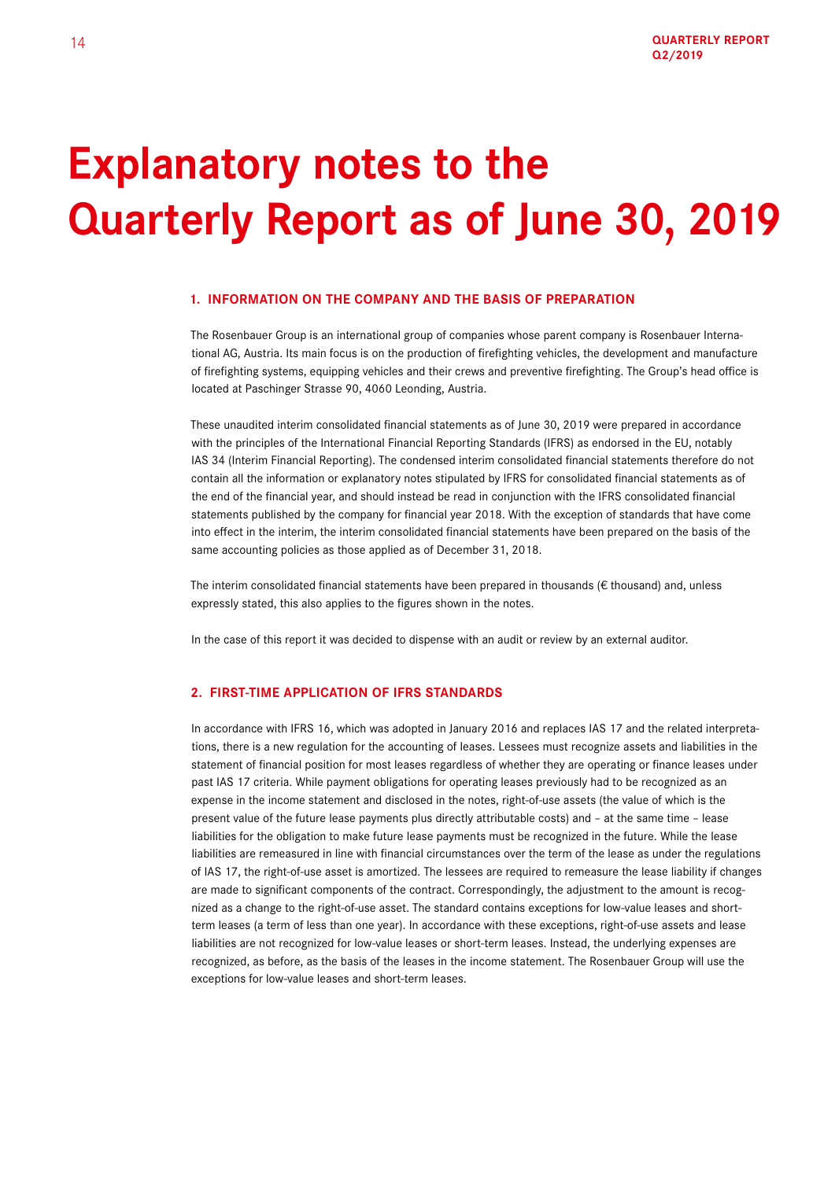# Explanatory notes to the Quarterly Report as of June 30, 2019

## 1. INFORMATION ON THE COMPANY AND THE BASIS OF PREPARATION

The Rosenbauer Group is an international group of companies whose parent company is Rosenbauer International AG, Austria. Its main focus is on the production of firefighting vehicles, the development and manufacture of firefighting systems, equipping vehicles and their crews and preventive firefighting. The Group's head office is located at Paschinger Strasse 90, 4060 Leonding, Austria.

These unaudited interim consolidated financial statements as of June 30, 2019 were prepared in accordance with the principles of the International Financial Reporting Standards (IFRS) as endorsed in the EU, notably IAS 34 (Interim Financial Reporting). The condensed interim consolidated financial statements therefore do not contain all the information or explanatory notes stipulated by IFRS for consolidated financial statements as of the end of the financial year, and should instead be read in conjunction with the IFRS consolidated financial statements published by the company for financial year 2018. With the exception of standards that have come into effect in the interim, the interim consolidated financial statements have been prepared on the basis of the same accounting policies as those applied as of December 31, 2018.

The interim consolidated financial statements have been prepared in thousands (€ thousand) and, unless expressly stated, this also applies to the figures shown in the notes.

In the case of this report it was decided to dispense with an audit or review by an external auditor.

## 2. FIRST-TIME APPLICATION OF IFRS STANDARDS

In accordance with IFRS 16, which was adopted in January 2016 and replaces IAS 17 and the related interpretations, there is a new regulation for the accounting of leases. Lessees must recognize assets and liabilities in the statement of financial position for most leases regardless of whether they are operating or finance leases under past IAS 17 criteria. While payment obligations for operating leases previously had to be recognized as an expense in the income statement and disclosed in the notes, right-of-use assets (the value of which is the present value of the future lease payments plus directly attributable costs) and – at the same time – lease liabilities for the obligation to make future lease payments must be recognized in the future. While the lease liabilities are remeasured in line with financial circumstances over the term of the lease as under the regulations of IAS 17, the right-of-use asset is amortized. The lessees are required to remeasure the lease liability if changes are made to significant components of the contract. Correspondingly, the adjustment to the amount is recognized as a change to the right-of-use asset. The standard contains exceptions for low-value leases and short-term leases (a term of less than one year). In accordance with these exceptions, right-of-use assets and lease liabilities are not recognized for low-value leases or short-term leases. Instead, the underlying expenses are recognized, as before, as the basis of the leases in the income statement. The Rosenbauer Group will use the exceptions for low-value leases and short-term leases.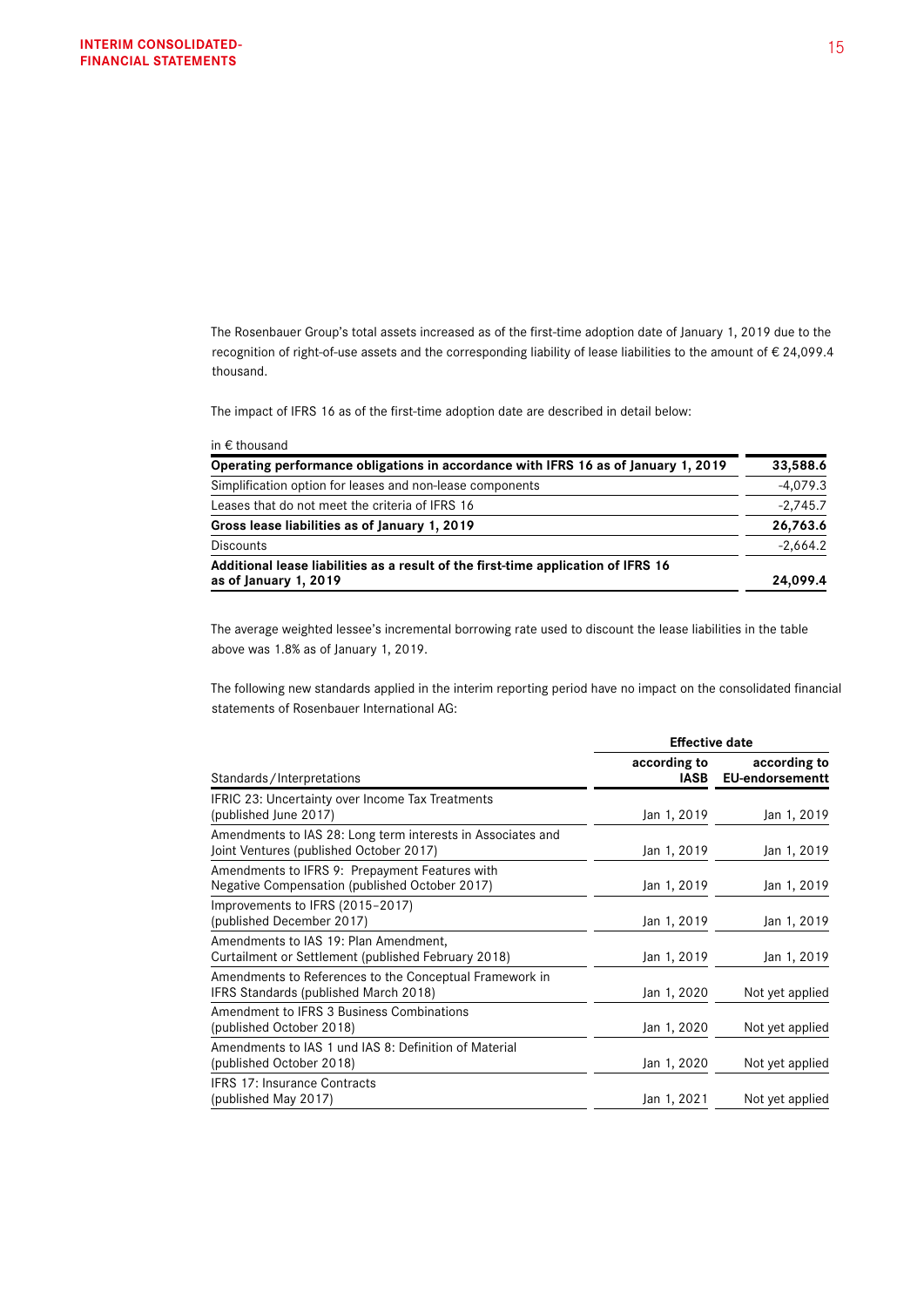The Rosenbauer Group's total assets increased as of the first-time adoption date of January 1, 2019 due to the recognition of right-of-use assets and the corresponding liability of lease liabilities to the amount of € 24,099.4 thousand.

The impact of IFRS 16 as of the first-time adoption date are described in detail below:

in € thousand

| | |
|---|---|
| **Operating performance obligations in accordance with IFRS 16 as of January 1, 2019** | **33,588.6** |
| Simplification option for leases and non-lease components | -4,079.3 |
| Leases that do not meet the criteria of IFRS 16 | -2,745.7 |
| **Gross lease liabilities as of January 1, 2019** | **26,763.6** |
| Discounts | -2,664.2 |
| **Additional lease liabilities as a result of the first-time application of IFRS 16 as of January 1, 2019** | **24,099.4** |

The average weighted lessee's incremental borrowing rate used to discount the lease liabilities in the table above was 1.8% as of January 1, 2019.

The following new standards applied in the interim reporting period have no impact on the consolidated financial statements of Rosenbauer International AG:

| | **Effective date** | |
|---|---|---|
| Standards / Interpretations | **according to IASB** | **according to EU-endorsementt** |
| IFRIC 23: Uncertainty over Income Tax Treatments (published June 2017) | Jan 1, 2019 | Jan 1, 2019 |
| Amendments to IAS 28: Long term interests in Associates and Joint Ventures (published October 2017) | Jan 1, 2019 | Jan 1, 2019 |
| Amendments to IFRS 9: Prepayment Features with Negative Compensation (published October 2017) | Jan 1, 2019 | Jan 1, 2019 |
| Improvements to IFRS (2015–2017) (published December 2017) | Jan 1, 2019 | Jan 1, 2019 |
| Amendments to IAS 19: Plan Amendment, Curtailment or Settlement (published February 2018) | Jan 1, 2019 | Jan 1, 2019 |
| Amendments to References to the Conceptual Framework in IFRS Standards (published March 2018) | Jan 1, 2020 | Not yet applied |
| Amendment to IFRS 3 Business Combinations (published October 2018) | Jan 1, 2020 | Not yet applied |
| Amendments to IAS 1 und IAS 8: Definition of Material (published October 2018) | Jan 1, 2020 | Not yet applied |
| IFRS 17: Insurance Contracts (published May 2017) | Jan 1, 2021 | Not yet applied |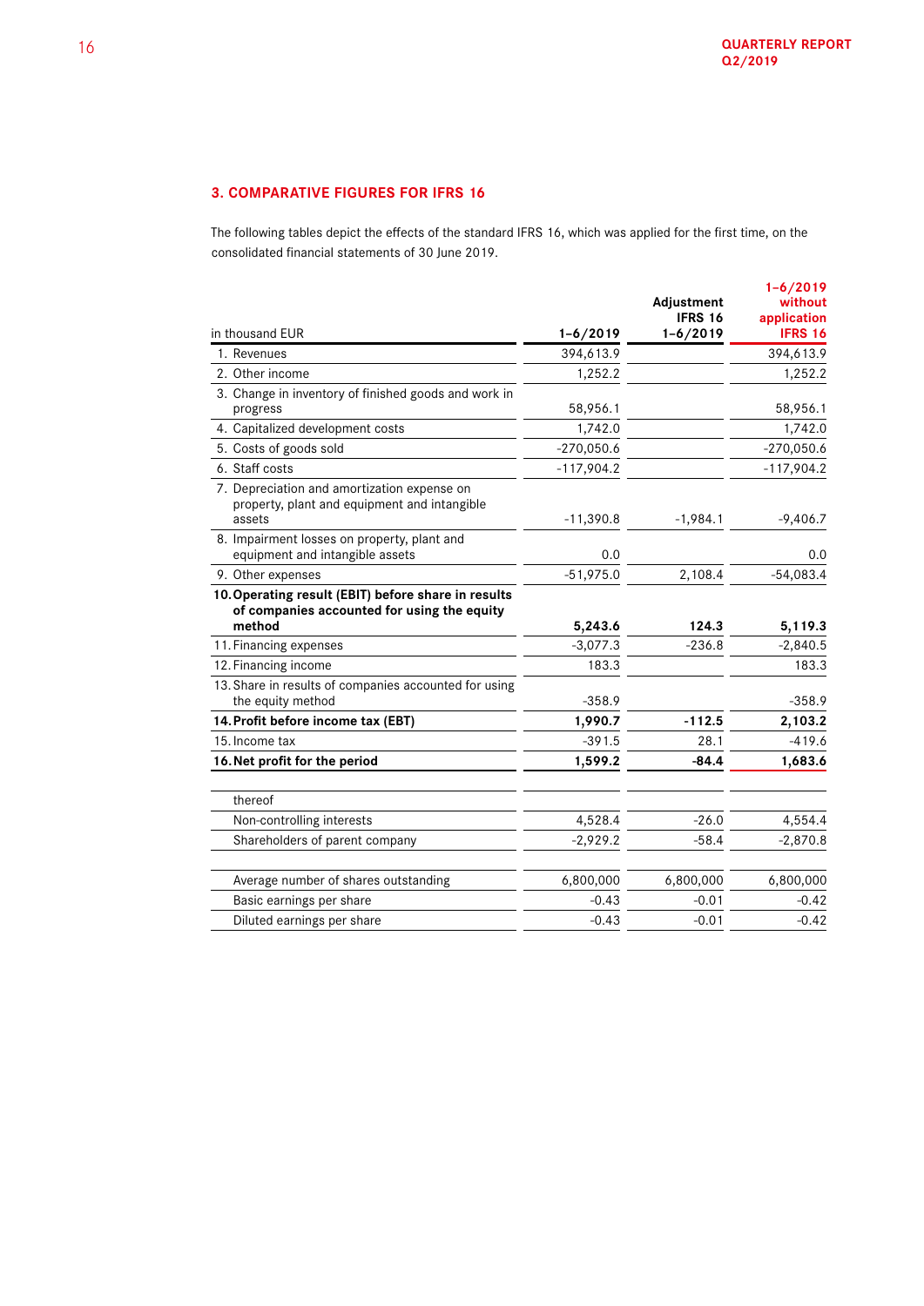## 3. COMPARATIVE FIGURES FOR IFRS 16

The following tables depict the effects of the standard IFRS 16, which was applied for the first time, on the consolidated financial statements of 30 June 2019.

| in thousand EUR | 1–6/2019 | Adjustment IFRS 16 1–6/2019 | 1–6/2019 without application IFRS 16 |
|---|---|---|---|
| 1. Revenues | 394,613.9 | | 394,613.9 |
| 2. Other income | 1,252.2 | | 1,252.2 |
| 3. Change in inventory of finished goods and work in progress | 58,956.1 | | 58,956.1 |
| 4. Capitalized development costs | 1,742.0 | | 1,742.0 |
| 5. Costs of goods sold | -270,050.6 | | -270,050.6 |
| 6. Staff costs | -117,904.2 | | -117,904.2 |
| 7. Depreciation and amortization expense on property, plant and equipment and intangible assets | -11,390.8 | -1,984.1 | -9,406.7 |
| 8. Impairment losses on property, plant and equipment and intangible assets | 0.0 | | 0.0 |
| 9. Other expenses | -51,975.0 | 2,108.4 | -54,083.4 |
| **10. Operating result (EBIT) before share in results of companies accounted for using the equity method** | **5,243.6** | **124.3** | **5,119.3** |
| 11. Financing expenses | -3,077.3 | -236.8 | -2,840.5 |
| 12. Financing income | 183.3 | | 183.3 |
| 13. Share in results of companies accounted for using the equity method | -358.9 | | -358.9 |
| **14. Profit before income tax (EBT)** | **1,990.7** | **-112.5** | **2,103.2** |
| 15. Income tax | -391.5 | 28.1 | -419.6 |
| **16. Net profit for the period** | **1,599.2** | **-84.4** | **1,683.6** |
| | | | |
| thereof | | | |
| Non-controlling interests | 4,528.4 | -26.0 | 4,554.4 |
| Shareholders of parent company | -2,929.2 | -58.4 | -2,870.8 |
| | | | |
| Average number of shares outstanding | 6,800,000 | 6,800,000 | 6,800,000 |
| Basic earnings per share | -0.43 | -0.01 | -0.42 |
| Diluted earnings per share | -0.43 | -0.01 | -0.42 |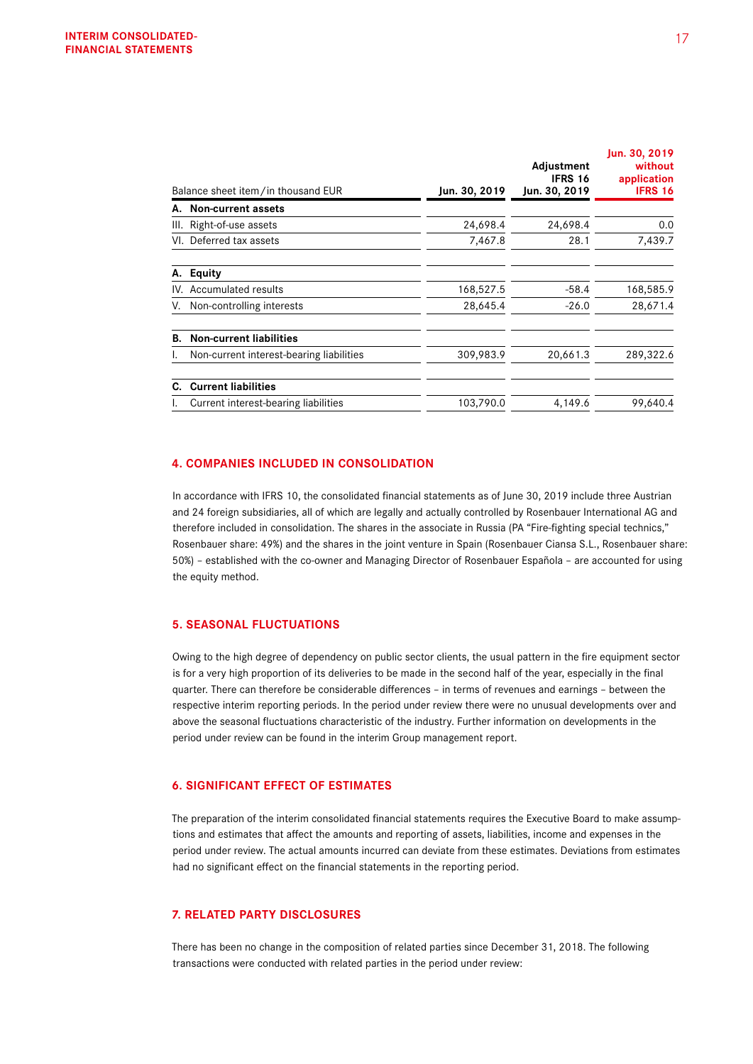| Balance sheet item/in thousand EUR | Jun. 30, 2019 | Adjustment IFRS 16 Jun. 30, 2019 | Jun. 30, 2019 without application IFRS 16 |
|---|---|---|---|
| **A. Non-current assets** | | | |
| III. Right-of-use assets | 24,698.4 | 24,698.4 | 0.0 |
| VI. Deferred tax assets | 7,467.8 | 28.1 | 7,439.7 |
| **A. Equity** | | | |
| IV. Accumulated results | 168,527.5 | -58.4 | 168,585.9 |
| V. Non-controlling interests | 28,645.4 | -26.0 | 28,671.4 |
| **B. Non-current liabilities** | | | |
| I. Non-current interest-bearing liabilities | 309,983.9 | 20,661.3 | 289,322.6 |
| **C. Current liabilities** | | | |
| I. Current interest-bearing liabilities | 103,790.0 | 4,149.6 | 99,640.4 |

## 4. COMPANIES INCLUDED IN CONSOLIDATION

In accordance with IFRS 10, the consolidated financial statements as of June 30, 2019 include three Austrian and 24 foreign subsidiaries, all of which are legally and actually controlled by Rosenbauer International AG and therefore included in consolidation. The shares in the associate in Russia (PA "Fire-fighting special technics," Rosenbauer share: 49%) and the shares in the joint venture in Spain (Rosenbauer Ciansa S.L., Rosenbauer share: 50%) – established with the co-owner and Managing Director of Rosenbauer Española – are accounted for using the equity method.

## 5. SEASONAL FLUCTUATIONS

Owing to the high degree of dependency on public sector clients, the usual pattern in the fire equipment sector is for a very high proportion of its deliveries to be made in the second half of the year, especially in the final quarter. There can therefore be considerable differences – in terms of revenues and earnings – between the respective interim reporting periods. In the period under review there were no unusual developments over and above the seasonal fluctuations characteristic of the industry. Further information on developments in the period under review can be found in the interim Group management report.

## 6. SIGNIFICANT EFFECT OF ESTIMATES

The preparation of the interim consolidated financial statements requires the Executive Board to make assumptions and estimates that affect the amounts and reporting of assets, liabilities, income and expenses in the period under review. The actual amounts incurred can deviate from these estimates. Deviations from estimates had no significant effect on the financial statements in the reporting period.

## 7. RELATED PARTY DISCLOSURES

There has been no change in the composition of related parties since December 31, 2018. The following transactions were conducted with related parties in the period under review: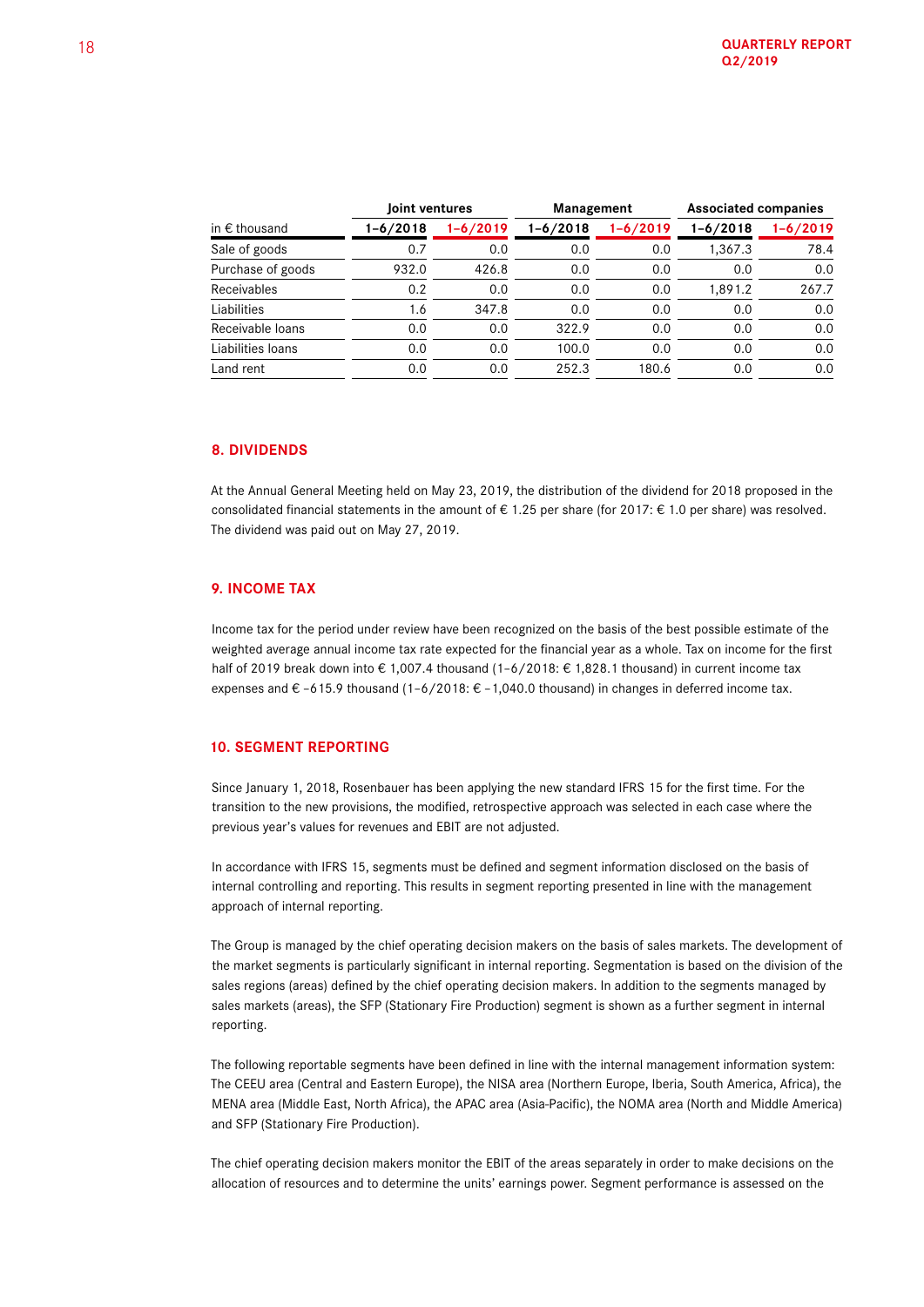| in € thousand | Joint ventures 1–6/2018 | Joint ventures 1–6/2019 | Management 1–6/2018 | Management 1–6/2019 | Associated companies 1–6/2018 | Associated companies 1–6/2019 |
|---|---|---|---|---|---|---|
| Sale of goods | 0.7 | 0.0 | 0.0 | 0.0 | 1,367.3 | 78.4 |
| Purchase of goods | 932.0 | 426.8 | 0.0 | 0.0 | 0.0 | 0.0 |
| Receivables | 0.2 | 0.0 | 0.0 | 0.0 | 1,891.2 | 267.7 |
| Liabilities | 1.6 | 347.8 | 0.0 | 0.0 | 0.0 | 0.0 |
| Receivable loans | 0.0 | 0.0 | 322.9 | 0.0 | 0.0 | 0.0 |
| Liabilities loans | 0.0 | 0.0 | 100.0 | 0.0 | 0.0 | 0.0 |
| Land rent | 0.0 | 0.0 | 252.3 | 180.6 | 0.0 | 0.0 |

## 8. DIVIDENDS

At the Annual General Meeting held on May 23, 2019, the distribution of the dividend for 2018 proposed in the consolidated financial statements in the amount of € 1.25 per share (for 2017: € 1.0 per share) was resolved. The dividend was paid out on May 27, 2019.

## 9. INCOME TAX

Income tax for the period under review have been recognized on the basis of the best possible estimate of the weighted average annual income tax rate expected for the financial year as a whole. Tax on income for the first half of 2019 break down into € 1,007.4 thousand (1–6/2018: € 1,828.1 thousand) in current income tax expenses and € –615.9 thousand (1–6/2018: € –1,040.0 thousand) in changes in deferred income tax.

## 10. SEGMENT REPORTING

Since January 1, 2018, Rosenbauer has been applying the new standard IFRS 15 for the first time. For the transition to the new provisions, the modified, retrospective approach was selected in each case where the previous year's values for revenues and EBIT are not adjusted.

In accordance with IFRS 15, segments must be defined and segment information disclosed on the basis of internal controlling and reporting. This results in segment reporting presented in line with the management approach of internal reporting.

The Group is managed by the chief operating decision makers on the basis of sales markets. The development of the market segments is particularly significant in internal reporting. Segmentation is based on the division of the sales regions (areas) defined by the chief operating decision makers. In addition to the segments managed by sales markets (areas), the SFP (Stationary Fire Production) segment is shown as a further segment in internal reporting.

The following reportable segments have been defined in line with the internal management information system: The CEEU area (Central and Eastern Europe), the NISA area (Northern Europe, Iberia, South America, Africa), the MENA area (Middle East, North Africa), the APAC area (Asia-Pacific), the NOMA area (North and Middle America) and SFP (Stationary Fire Production).

The chief operating decision makers monitor the EBIT of the areas separately in order to make decisions on the allocation of resources and to determine the units' earnings power. Segment performance is assessed on the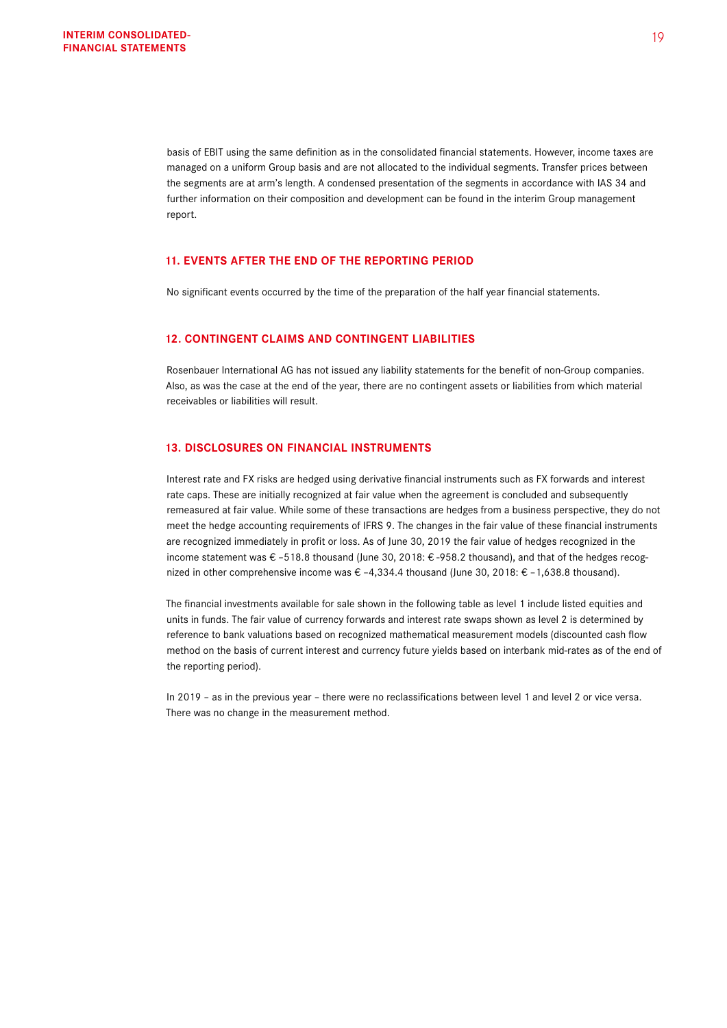basis of EBIT using the same definition as in the consolidated financial statements. However, income taxes are managed on a uniform Group basis and are not allocated to the individual segments. Transfer prices between the segments are at arm's length. A condensed presentation of the segments in accordance with IAS 34 and further information on their composition and development can be found in the interim Group management report.

## 11. EVENTS AFTER THE END OF THE REPORTING PERIOD

No significant events occurred by the time of the preparation of the half year financial statements.

## 12. CONTINGENT CLAIMS AND CONTINGENT LIABILITIES

Rosenbauer International AG has not issued any liability statements for the benefit of non-Group companies. Also, as was the case at the end of the year, there are no contingent assets or liabilities from which material receivables or liabilities will result.

## 13. DISCLOSURES ON FINANCIAL INSTRUMENTS

Interest rate and FX risks are hedged using derivative financial instruments such as FX forwards and interest rate caps. These are initially recognized at fair value when the agreement is concluded and subsequently remeasured at fair value. While some of these transactions are hedges from a business perspective, they do not meet the hedge accounting requirements of IFRS 9. The changes in the fair value of these financial instruments are recognized immediately in profit or loss. As of June 30, 2019 the fair value of hedges recognized in the income statement was € –518.8 thousand (June 30, 2018: € -958.2 thousand), and that of the hedges recognized in other comprehensive income was € –4,334.4 thousand (June 30, 2018: € –1,638.8 thousand).

The financial investments available for sale shown in the following table as level 1 include listed equities and units in funds. The fair value of currency forwards and interest rate swaps shown as level 2 is determined by reference to bank valuations based on recognized mathematical measurement models (discounted cash flow method on the basis of current interest and currency future yields based on interbank mid-rates as of the end of the reporting period).

In 2019 – as in the previous year – there were no reclassifications between level 1 and level 2 or vice versa. There was no change in the measurement method.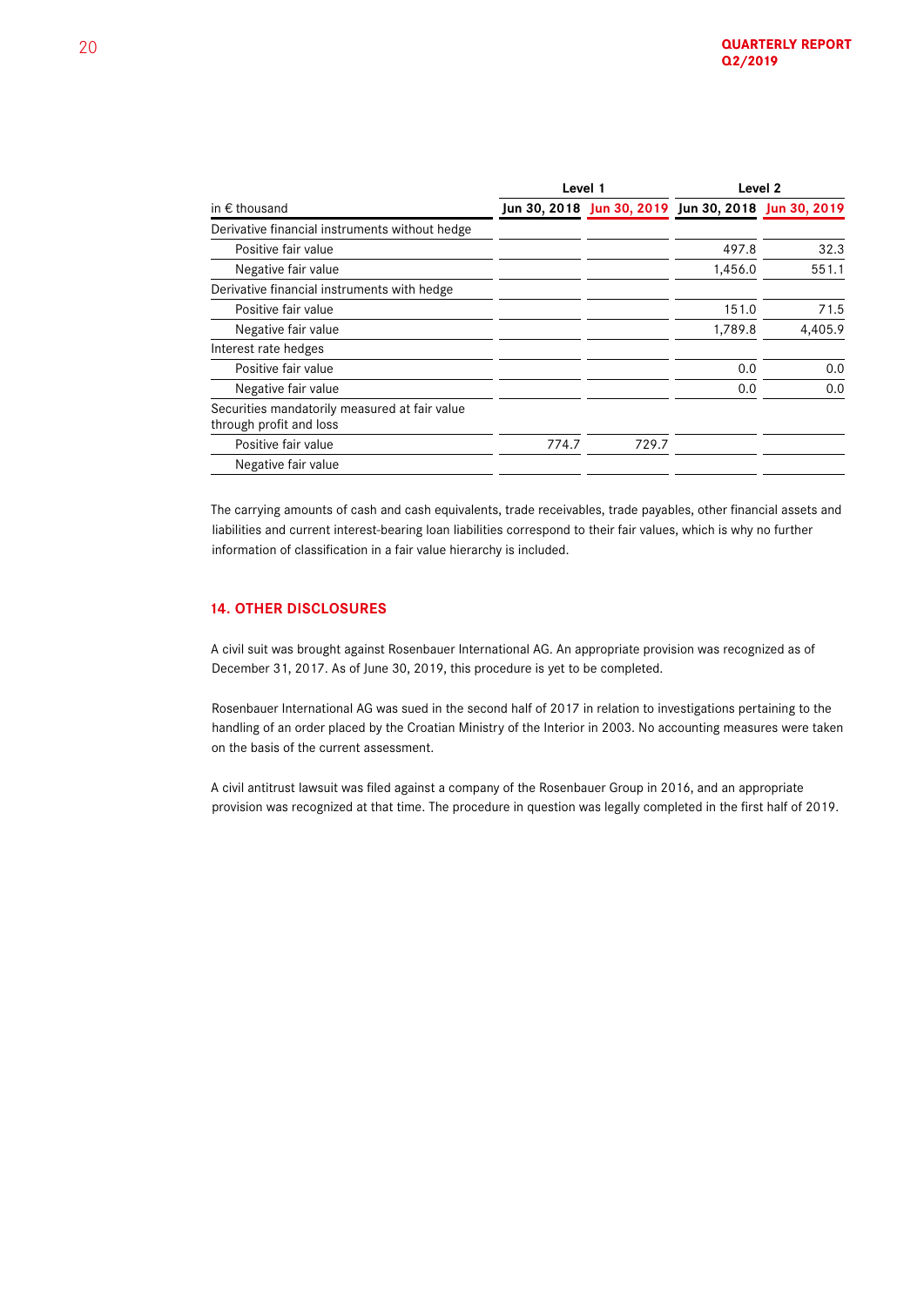| in € thousand | Level 1 | | Level 2 | |
|---|---|---|---|---|
| | Jun 30, 2018 | Jun 30, 2019 | Jun 30, 2018 | Jun 30, 2019 |
| Derivative financial instruments without hedge | | | | |
| Positive fair value | | | 497.8 | 32.3 |
| Negative fair value | | | 1,456.0 | 551.1 |
| Derivative financial instruments with hedge | | | | |
| Positive fair value | | | 151.0 | 71.5 |
| Negative fair value | | | 1,789.8 | 4,405.9 |
| Interest rate hedges | | | | |
| Positive fair value | | | 0.0 | 0.0 |
| Negative fair value | | | 0.0 | 0.0 |
| Securities mandatorily measured at fair value through profit and loss | | | | |
| Positive fair value | 774.7 | 729.7 | | |
| Negative fair value | | | | |

The carrying amounts of cash and cash equivalents, trade receivables, trade payables, other financial assets and liabilities and current interest-bearing loan liabilities correspond to their fair values, which is why no further information of classification in a fair value hierarchy is included.

## 14. OTHER DISCLOSURES

A civil suit was brought against Rosenbauer International AG. An appropriate provision was recognized as of December 31, 2017. As of June 30, 2019, this procedure is yet to be completed.

Rosenbauer International AG was sued in the second half of 2017 in relation to investigations pertaining to the handling of an order placed by the Croatian Ministry of the Interior in 2003. No accounting measures were taken on the basis of the current assessment.

A civil antitrust lawsuit was filed against a company of the Rosenbauer Group in 2016, and an appropriate provision was recognized at that time. The procedure in question was legally completed in the first half of 2019.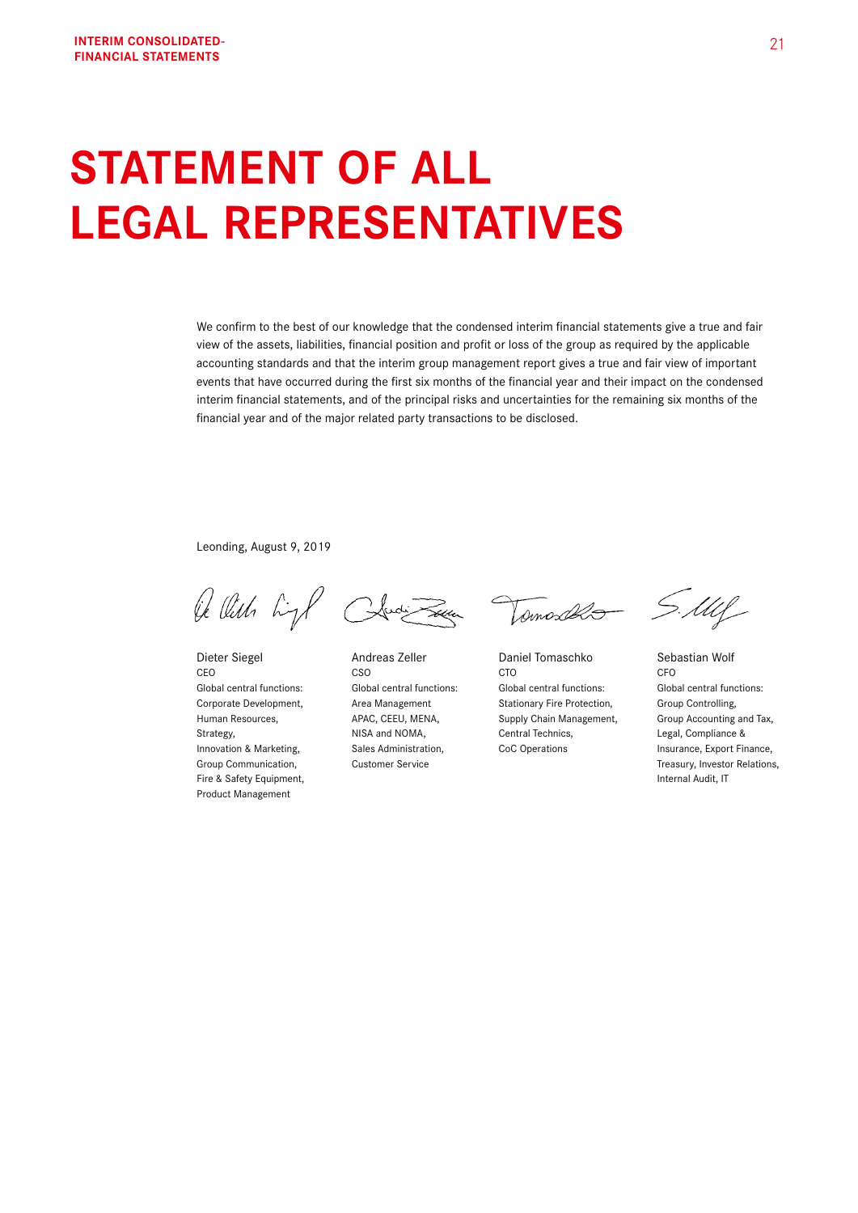# STATEMENT OF ALL LEGAL REPRESENTATIVES

We confirm to the best of our knowledge that the condensed interim financial statements give a true and fair view of the assets, liabilities, financial position and profit or loss of the group as required by the applicable accounting standards and that the interim group management report gives a true and fair view of important events that have occurred during the first six months of the financial year and their impact on the condensed interim financial statements, and of the principal risks and uncertainties for the remaining six months of the financial year and of the major related party transactions to be disclosed.

Leonding, August 9, 2019

Dieter Siegel
CEO
Global central functions:
Corporate Development,
Human Resources,
Strategy,
Innovation & Marketing,
Group Communication,
Fire & Safety Equipment,
Product Management

Andreas Zeller
CSO
Global central functions:
Area Management
APAC, CEEU, MENA,
NISA and NOMA,
Sales Administration,
Customer Service

Daniel Tomaschko
CTO
Global central functions:
Stationary Fire Protection,
Supply Chain Management,
Central Technics,
CoC Operations

Sebastian Wolf
CFO
Global central functions:
Group Controlling,
Group Accounting and Tax,
Legal, Compliance &
Insurance, Export Finance,
Treasury, Investor Relations,
Internal Audit, IT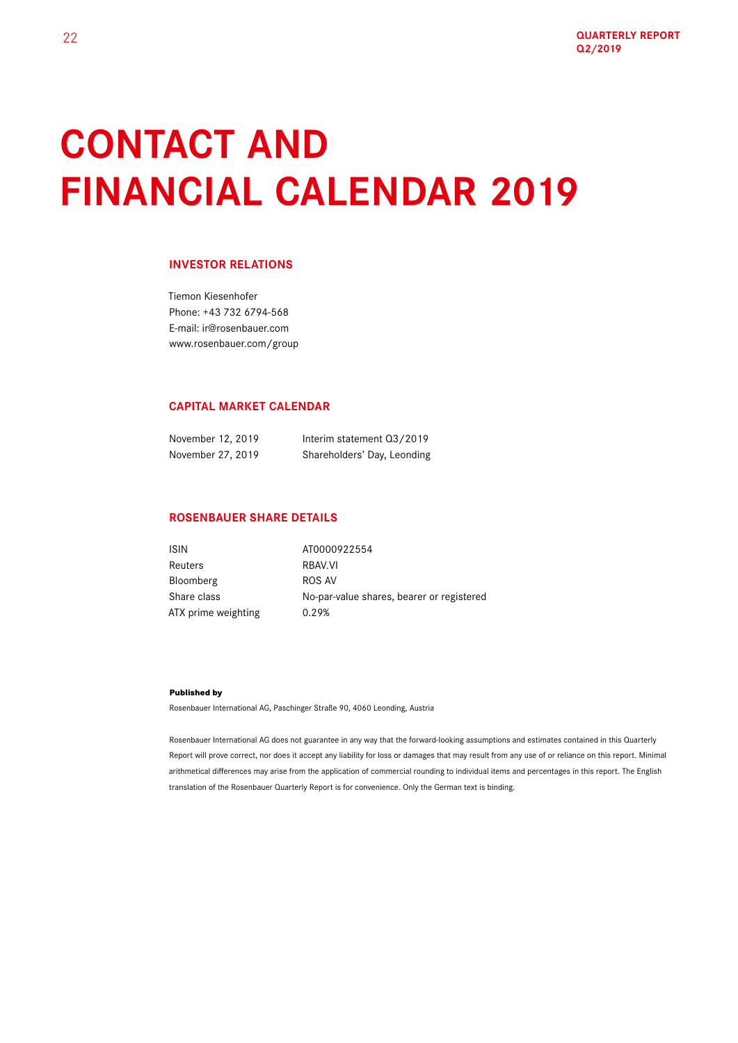# CONTACT AND FINANCIAL CALENDAR 2019

## INVESTOR RELATIONS

Tiemon Kiesenhofer
Phone: +43 732 6794-568
E-mail: ir@rosenbauer.com
www.rosenbauer.com/group

## CAPITAL MARKET CALENDAR

| | |
|---|---|
| November 12, 2019 | Interim statement Q3/2019 |
| November 27, 2019 | Shareholders' Day, Leonding |

## ROSENBAUER SHARE DETAILS

| | |
|---|---|
| ISIN | AT0000922554 |
| Reuters | RBAV.VI |
| Bloomberg | ROS AV |
| Share class | No-par-value shares, bearer or registered |
| ATX prime weighting | 0.29% |

**Published by**

Rosenbauer International AG, Paschinger Straße 90, 4060 Leonding, Austria

Rosenbauer International AG does not guarantee in any way that the forward-looking assumptions and estimates contained in this Quarterly Report will prove correct, nor does it accept any liability for loss or damages that may result from any use of or reliance on this report. Minimal arithmetical differences may arise from the application of commercial rounding to individual items and percentages in this report. The English translation of the Rosenbauer Quarterly Report is for convenience. Only the German text is binding.